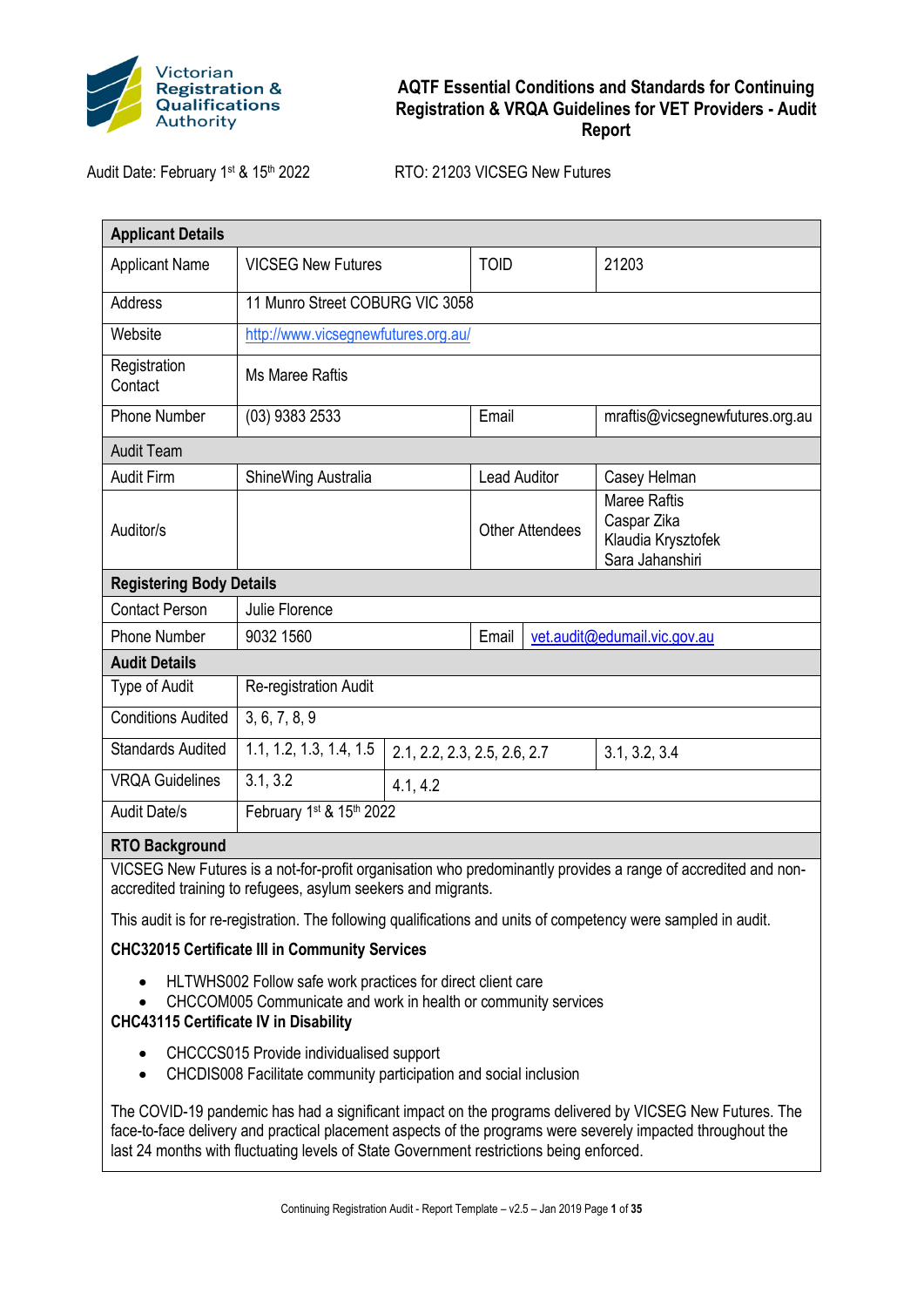# AQTF Essential Conditions and Standards for Continuing Registration & VRQA Guidelines for VET Providers - Audit Report

Audit Date: February 1st & 15th 2022

RTO: 21203 VICSEG New Futures

| **Applicant Details** | | | |
|---|---|---|---|
| Applicant Name | VICSEG New Futures | TOID | 21203 |
| Address | 11 Munro Street COBURG VIC 3058 | | |
| Website | http://www.vicsegnewfutures.org.au/ | | |
| Registration Contact | Ms Maree Raftis | | |
| Phone Number | (03) 9383 2533 | Email | mraftis@vicsegnewfutures.org.au |
| Audit Team | | | |
| Audit Firm | ShineWing Australia | Lead Auditor | Casey Helman |
| Auditor/s | | Other Attendees | Maree Raftis<br>Caspar Zika<br>Klaudia Krysztofek<br>Sara Jahanshiri |
| **Registering Body Details** | | | |
| Contact Person | Julie Florence | | |
| Phone Number | 9032 1560 | Email | vet.audit@edumail.vic.gov.au |
| **Audit Details** | | | |
| Type of Audit | Re-registration Audit | | |
| Conditions Audited | 3, 6, 7, 8, 9 | | |
| Standards Audited | 1.1, 1.2, 1.3, 1.4, 1.5 | 2.1, 2.2, 2.3, 2.5, 2.6, 2.7 | 3.1, 3.2, 3.4 |
| VRQA Guidelines | 3.1, 3.2 | 4.1, 4.2 | |
| Audit Date/s | February 1st & 15th 2022 | | |

**RTO Background**

VICSEG New Futures is a not-for-profit organisation who predominantly provides a range of accredited and non-accredited training to refugees, asylum seekers and migrants.

This audit is for re-registration. The following qualifications and units of competency were sampled in audit.

**CHC32015 Certificate III in Community Services**

- HLTWHS002 Follow safe work practices for direct client care
- CHCCOM005 Communicate and work in health or community services

**CHC43115 Certificate IV in Disability**

- CHCCCS015 Provide individualised support
- CHCDIS008 Facilitate community participation and social inclusion

The COVID-19 pandemic has had a significant impact on the programs delivered by VICSEG New Futures. The face-to-face delivery and practical placement aspects of the programs were severely impacted throughout the last 24 months with fluctuating levels of State Government restrictions being enforced.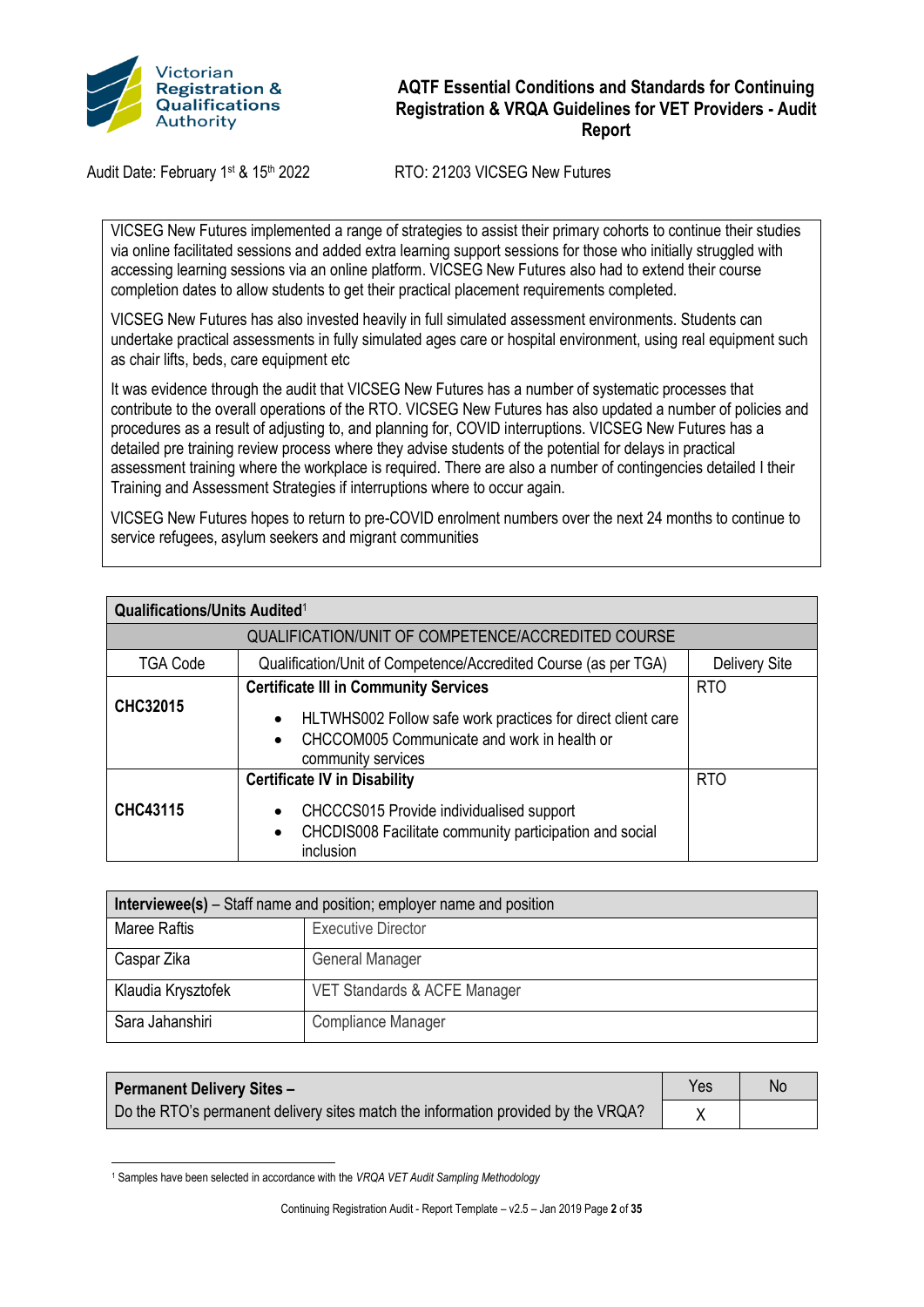Audit Date: February 1st & 15th 2022 RTO: 21203 VICSEG New Futures

VICSEG New Futures implemented a range of strategies to assist their primary cohorts to continue their studies via online facilitated sessions and added extra learning support sessions for those who initially struggled with accessing learning sessions via an online platform. VICSEG New Futures also had to extend their course completion dates to allow students to get their practical placement requirements completed.

VICSEG New Futures has also invested heavily in full simulated assessment environments. Students can undertake practical assessments in fully simulated ages care or hospital environment, using real equipment such as chair lifts, beds, care equipment etc

It was evidence through the audit that VICSEG New Futures has a number of systematic processes that contribute to the overall operations of the RTO. VICSEG New Futures has also updated a number of policies and procedures as a result of adjusting to, and planning for, COVID interruptions. VICSEG New Futures has a detailed pre training review process where they advise students of the potential for delays in practical assessment training where the workplace is required. There are also a number of contingencies detailed I their Training and Assessment Strategies if interruptions where to occur again.

VICSEG New Futures hopes to return to pre-COVID enrolment numbers over the next 24 months to continue to service refugees, asylum seekers and migrant communities

| **Qualifications/Units Audited**[1] | | |
|---|---|---|
| QUALIFICATION/UNIT OF COMPETENCE/ACCREDITED COURSE | | |
| TGA Code | Qualification/Unit of Competence/Accredited Course (as per TGA) | Delivery Site |
| **CHC32015** | **Certificate III in Community Services**<br>• HLTWHS002 Follow safe work practices for direct client care<br>• CHCCOM005 Communicate and work in health or community services | RTO |
| **CHC43115** | **Certificate IV in Disability**<br>• CHCCCS015 Provide individualised support<br>• CHCDIS008 Facilitate community participation and social inclusion | RTO |

| **Interviewee(s)** – Staff name and position; employer name and position | |
|---|---|
| Maree Raftis | Executive Director |
| Caspar Zika | General Manager |
| Klaudia Krysztofek | VET Standards & ACFE Manager |
| Sara Jahanshiri | Compliance Manager |

| **Permanent Delivery Sites –** | Yes | No |
|---|---|---|
| Do the RTO's permanent delivery sites match the information provided by the VRQA? | X | |

[1] Samples have been selected in accordance with the *VRQA VET Audit Sampling Methodology*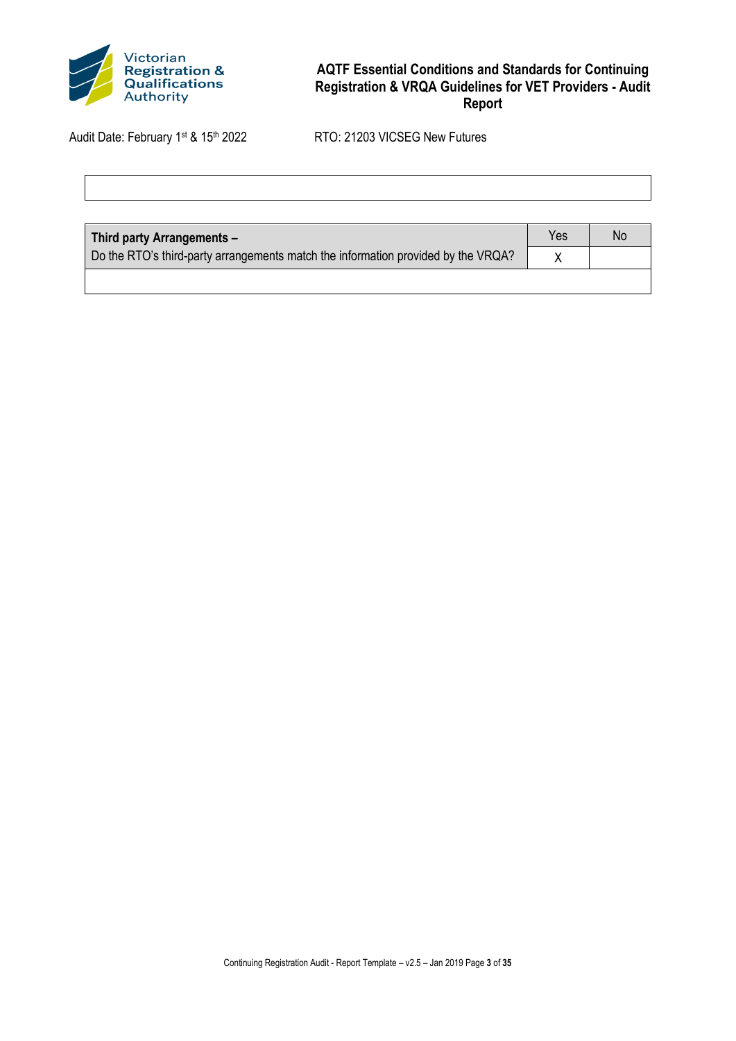| Third party Arrangements – Do the RTO's third-party arrangements match the information provided by the VRQA? | Yes | No |
|---|---|---|
| | X | |
| | | |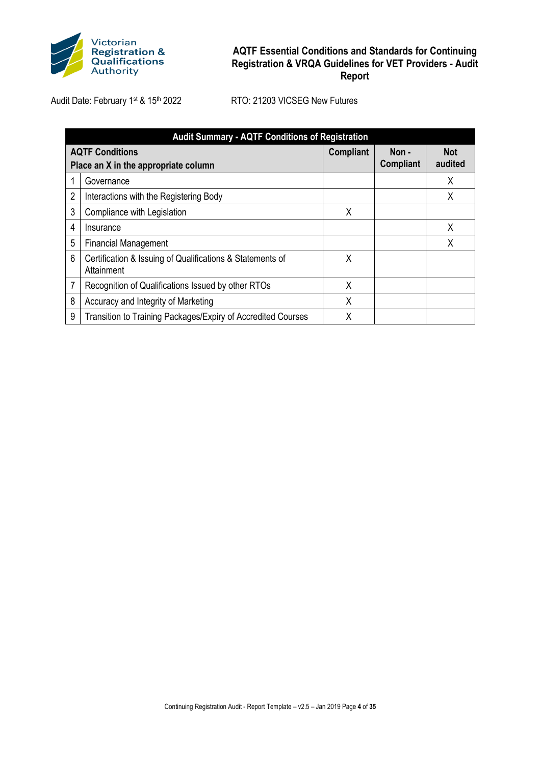# AQTF Essential Conditions and Standards for Continuing Registration & VRQA Guidelines for VET Providers - Audit Report

Audit Date: February 1st & 15th 2022 RTO: 21203 VICSEG New Futures

| Audit Summary - AQTF Conditions of Registration | | | | |
|---|---|---|---|---|
| **AQTF Conditions**<br>**Place an X in the appropriate column** | | **Compliant** | **Non - Compliant** | **Not audited** |
| 1 | Governance | | | X |
| 2 | Interactions with the Registering Body | | | X |
| 3 | Compliance with Legislation | X | | |
| 4 | Insurance | | | X |
| 5 | Financial Management | | | X |
| 6 | Certification & Issuing of Qualifications & Statements of Attainment | X | | |
| 7 | Recognition of Qualifications Issued by other RTOs | X | | |
| 8 | Accuracy and Integrity of Marketing | X | | |
| 9 | Transition to Training Packages/Expiry of Accredited Courses | X | | |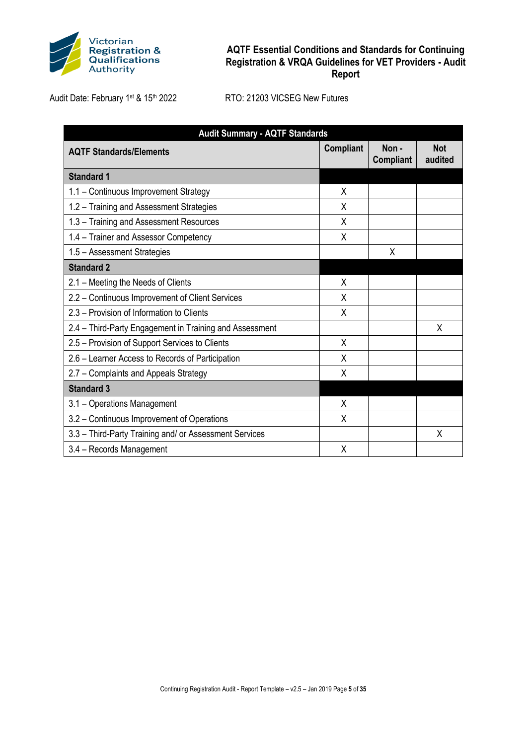**AQTF Essential Conditions and Standards for Continuing Registration & VRQA Guidelines for VET Providers - Audit Report**

Audit Date: February 1st & 15th 2022

RTO: 21203 VICSEG New Futures

| Audit Summary - AQTF Standards | | | |
|---|---|---|---|
| **AQTF Standards/Elements** | **Compliant** | **Non - Compliant** | **Not audited** |
| **Standard 1** | | | |
| 1.1 – Continuous Improvement Strategy | X | | |
| 1.2 – Training and Assessment Strategies | X | | |
| 1.3 – Training and Assessment Resources | X | | |
| 1.4 – Trainer and Assessor Competency | X | | |
| 1.5 – Assessment Strategies | | X | |
| **Standard 2** | | | |
| 2.1 – Meeting the Needs of Clients | X | | |
| 2.2 – Continuous Improvement of Client Services | X | | |
| 2.3 – Provision of Information to Clients | X | | |
| 2.4 – Third-Party Engagement in Training and Assessment | | | X |
| 2.5 – Provision of Support Services to Clients | X | | |
| 2.6 – Learner Access to Records of Participation | X | | |
| 2.7 – Complaints and Appeals Strategy | X | | |
| **Standard 3** | | | |
| 3.1 – Operations Management | X | | |
| 3.2 – Continuous Improvement of Operations | X | | |
| 3.3 – Third-Party Training and/ or Assessment Services | | | X |
| 3.4 – Records Management | X | | |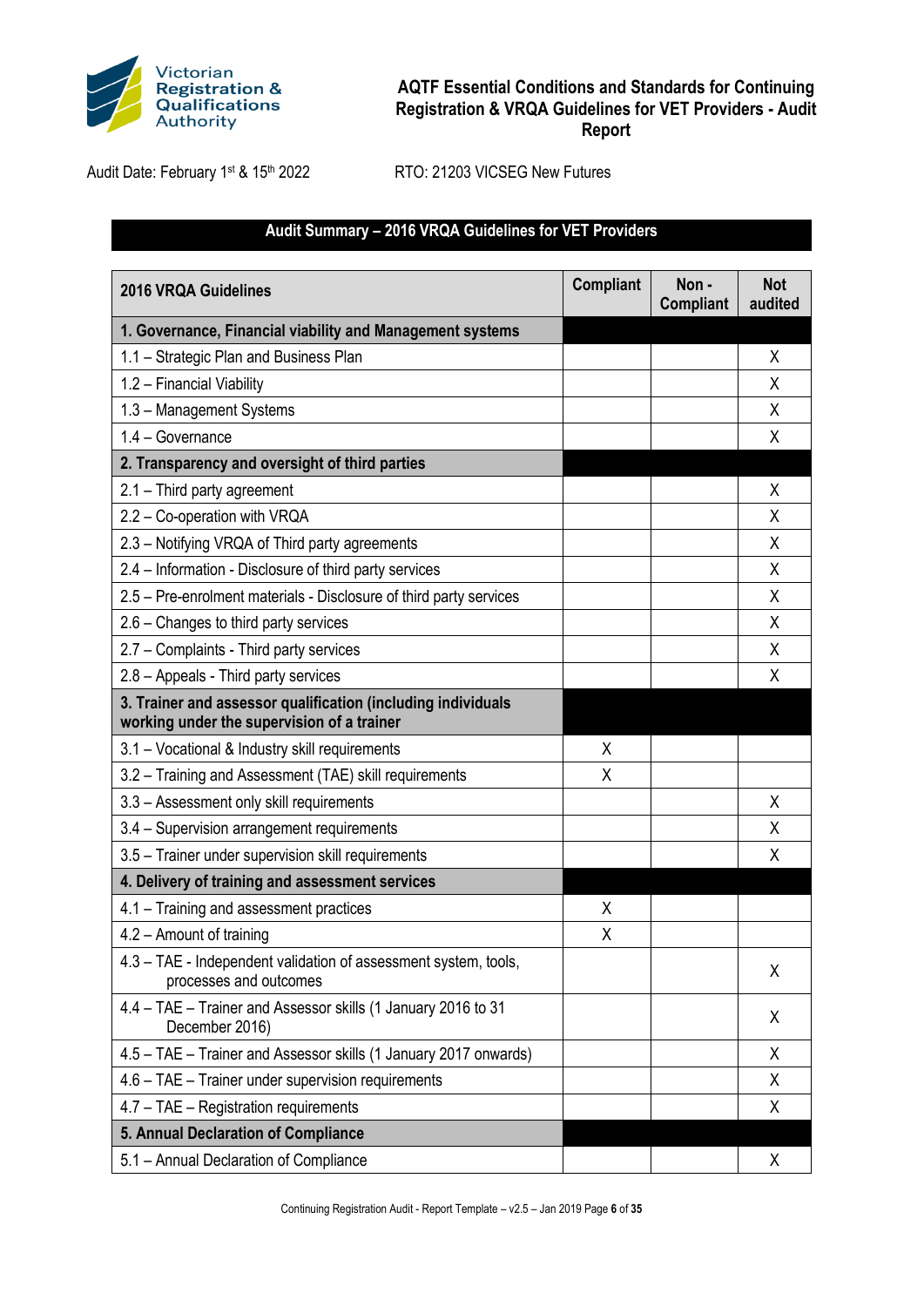Victorian Registration & Qualifications Authority

**AQTF Essential Conditions and Standards for Continuing Registration & VRQA Guidelines for VET Providers - Audit Report**

Audit Date: February 1st & 15th 2022

RTO: 21203 VICSEG New Futures

## Audit Summary – 2016 VRQA Guidelines for VET Providers

| 2016 VRQA Guidelines | Compliant | Non - Compliant | Not audited |
|---|---|---|---|
| **1. Governance, Financial viability and Management systems** | | | |
| 1.1 – Strategic Plan and Business Plan | | | X |
| 1.2 – Financial Viability | | | X |
| 1.3 – Management Systems | | | X |
| 1.4 – Governance | | | X |
| **2. Transparency and oversight of third parties** | | | |
| 2.1 – Third party agreement | | | X |
| 2.2 – Co-operation with VRQA | | | X |
| 2.3 – Notifying VRQA of Third party agreements | | | X |
| 2.4 – Information - Disclosure of third party services | | | X |
| 2.5 – Pre-enrolment materials - Disclosure of third party services | | | X |
| 2.6 – Changes to third party services | | | X |
| 2.7 – Complaints - Third party services | | | X |
| 2.8 – Appeals - Third party services | | | X |
| **3. Trainer and assessor qualification (including individuals working under the supervision of a trainer** | | | |
| 3.1 – Vocational & Industry skill requirements | X | | |
| 3.2 – Training and Assessment (TAE) skill requirements | X | | |
| 3.3 – Assessment only skill requirements | | | X |
| 3.4 – Supervision arrangement requirements | | | X |
| 3.5 – Trainer under supervision skill requirements | | | X |
| **4. Delivery of training and assessment services** | | | |
| 4.1 – Training and assessment practices | X | | |
| 4.2 – Amount of training | X | | |
| 4.3 – TAE - Independent validation of assessment system, tools, processes and outcomes | | | X |
| 4.4 – TAE – Trainer and Assessor skills (1 January 2016 to 31 December 2016) | | | X |
| 4.5 – TAE – Trainer and Assessor skills (1 January 2017 onwards) | | | X |
| 4.6 – TAE – Trainer under supervision requirements | | | X |
| 4.7 – TAE – Registration requirements | | | X |
| **5. Annual Declaration of Compliance** | | | |
| 5.1 – Annual Declaration of Compliance | | | X |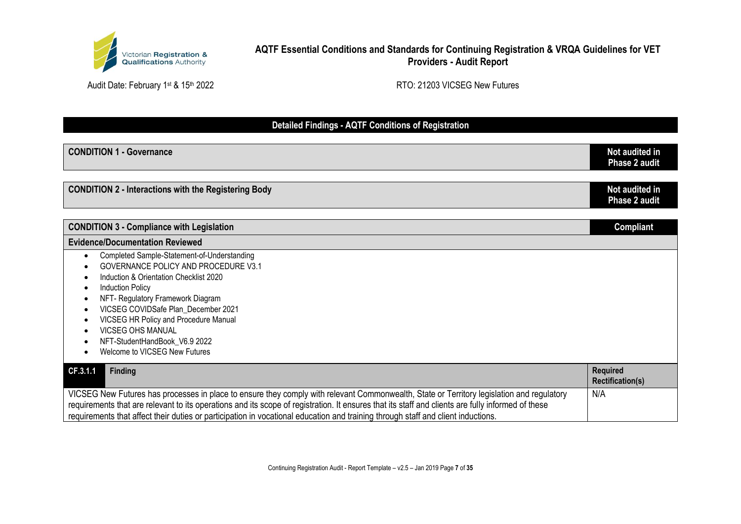Audit Date: February 1st & 15th 2022 | RTO: 21203 VICSEG New Futures

## Detailed Findings - AQTF Conditions of Registration

| CONDITION 1 - Governance | Not audited in Phase 2 audit |
|---|---|

| CONDITION 2 - Interactions with the Registering Body | Not audited in Phase 2 audit |
|---|---|

| CONDITION 3 - Compliance with Legislation | Compliant |
|---|---|

**Evidence/Documentation Reviewed**

- Completed Sample-Statement-of-Understanding
- GOVERNANCE POLICY AND PROCEDURE V3.1
- Induction & Orientation Checklist 2020
- Induction Policy
- NFT- Regulatory Framework Diagram
- VICSEG COVIDSafe Plan_December 2021
- VICSEG HR Policy and Procedure Manual
- VICSEG OHS MANUAL
- NFT-StudentHandBook_V6.9 2022
- Welcome to VICSEG New Futures

| CF.3.1.1 Finding | Required Rectification(s) |
|---|---|
| VICSEG New Futures has processes in place to ensure they comply with relevant Commonwealth, State or Territory legislation and regulatory requirements that are relevant to its operations and its scope of registration. It ensures that its staff and clients are fully informed of these requirements that affect their duties or participation in vocational education and training through staff and client inductions. | N/A |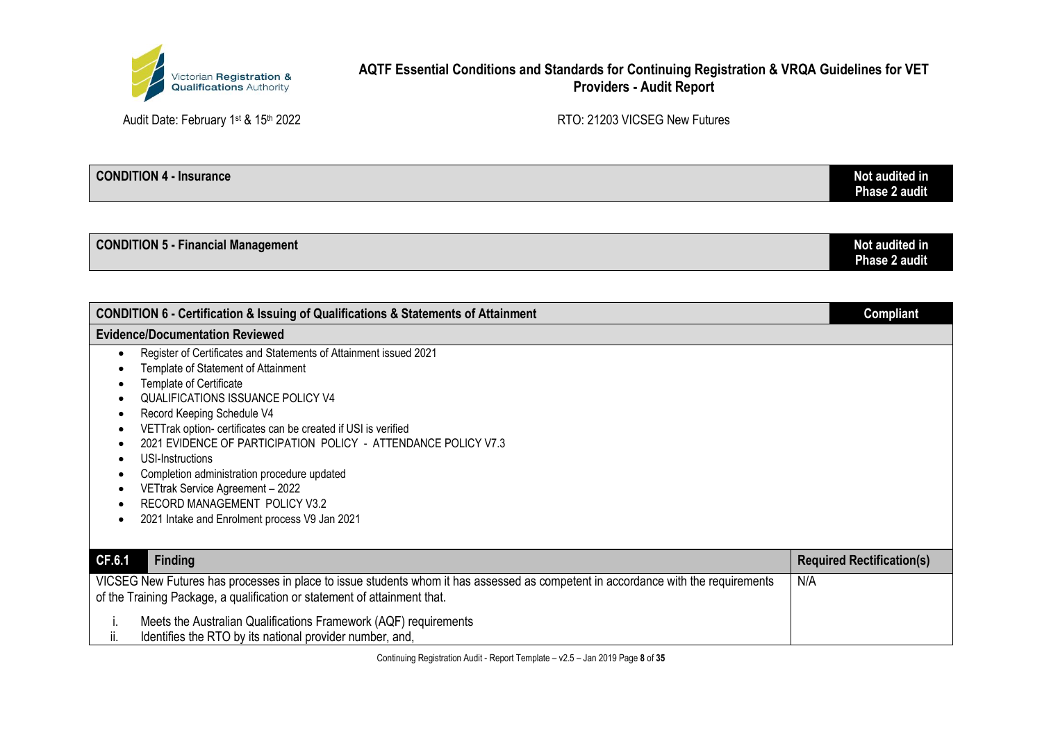| CONDITION 4 - Insurance | Not audited in Phase 2 audit |
|---|---|

| CONDITION 5 - Financial Management | Not audited in Phase 2 audit |
|---|---|

| CONDITION 6 - Certification & Issuing of Qualifications & Statements of Attainment | Compliant |
|---|---|

**Evidence/Documentation Reviewed**

- Register of Certificates and Statements of Attainment issued 2021
- Template of Statement of Attainment
- Template of Certificate
- QUALIFICATIONS ISSUANCE POLICY V4
- Record Keeping Schedule V4
- VETTrak option- certificates can be created if USI is verified
- 2021 EVIDENCE OF PARTICIPATION POLICY - ATTENDANCE POLICY V7.3
- USI-Instructions
- Completion administration procedure updated
- VETtrak Service Agreement – 2022
- RECORD MANAGEMENT POLICY V3.2
- 2021 Intake and Enrolment process V9 Jan 2021

| CF.6.1 Finding | Required Rectification(s) |
|---|---|
| VICSEG New Futures has processes in place to issue students whom it has assessed as competent in accordance with the requirements of the Training Package, a qualification or statement of attainment that.<br><br>i. Meets the Australian Qualifications Framework (AQF) requirements<br>ii. Identifies the RTO by its national provider number, and, | N/A |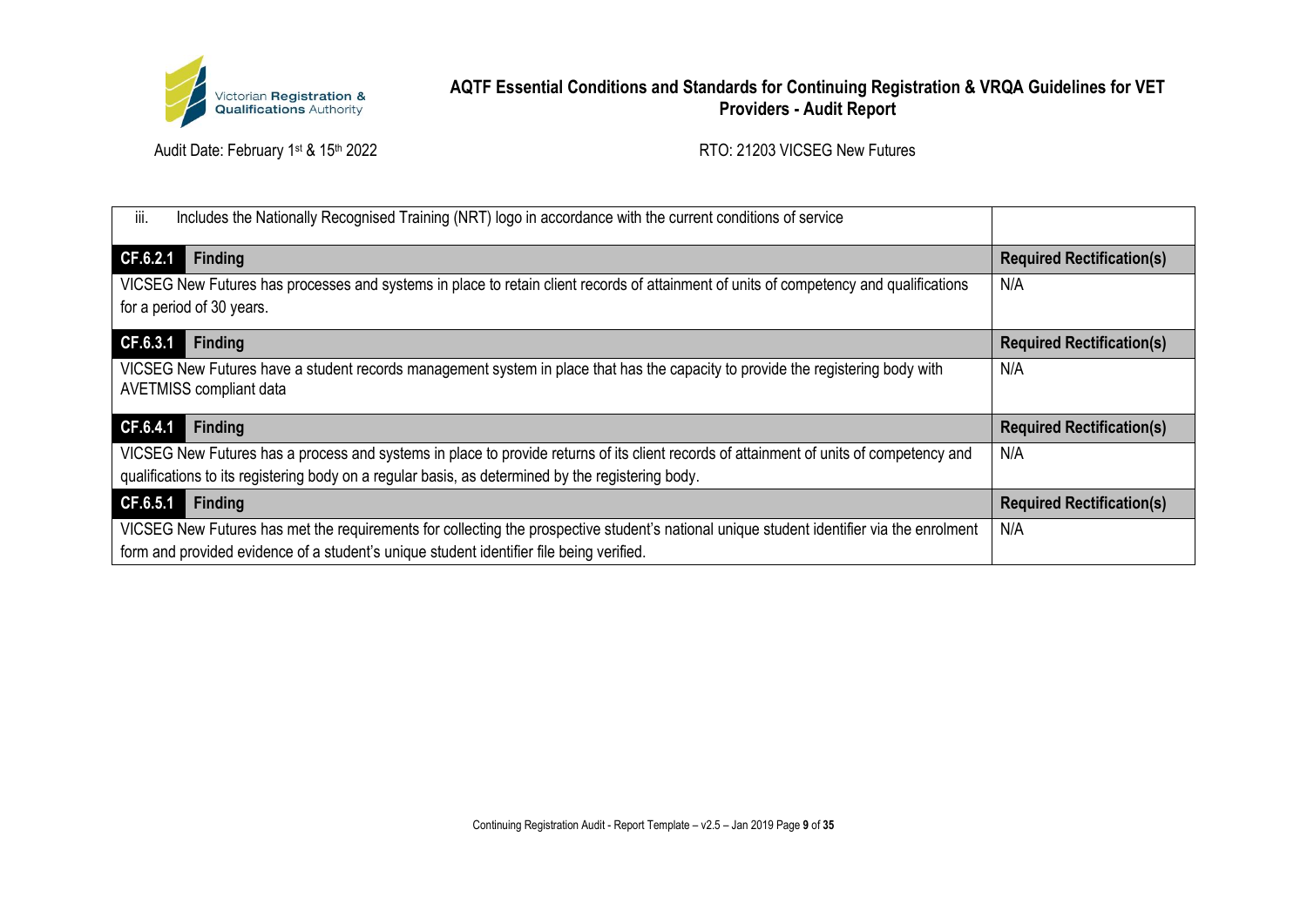| iii. Includes the Nationally Recognised Training (NRT) logo in accordance with the current conditions of service | |
|---|---|
| **CF.6.2.1 Finding** | **Required Rectification(s)** |
| VICSEG New Futures has processes and systems in place to retain client records of attainment of units of competency and qualifications for a period of 30 years. | N/A |
| **CF.6.3.1 Finding** | **Required Rectification(s)** |
| VICSEG New Futures have a student records management system in place that has the capacity to provide the registering body with AVETMISS compliant data | N/A |
| **CF.6.4.1 Finding** | **Required Rectification(s)** |
| VICSEG New Futures has a process and systems in place to provide returns of its client records of attainment of units of competency and qualifications to its registering body on a regular basis, as determined by the registering body. | N/A |
| **CF.6.5.1 Finding** | **Required Rectification(s)** |
| VICSEG New Futures has met the requirements for collecting the prospective student's national unique student identifier via the enrolment form and provided evidence of a student's unique student identifier file being verified. | N/A |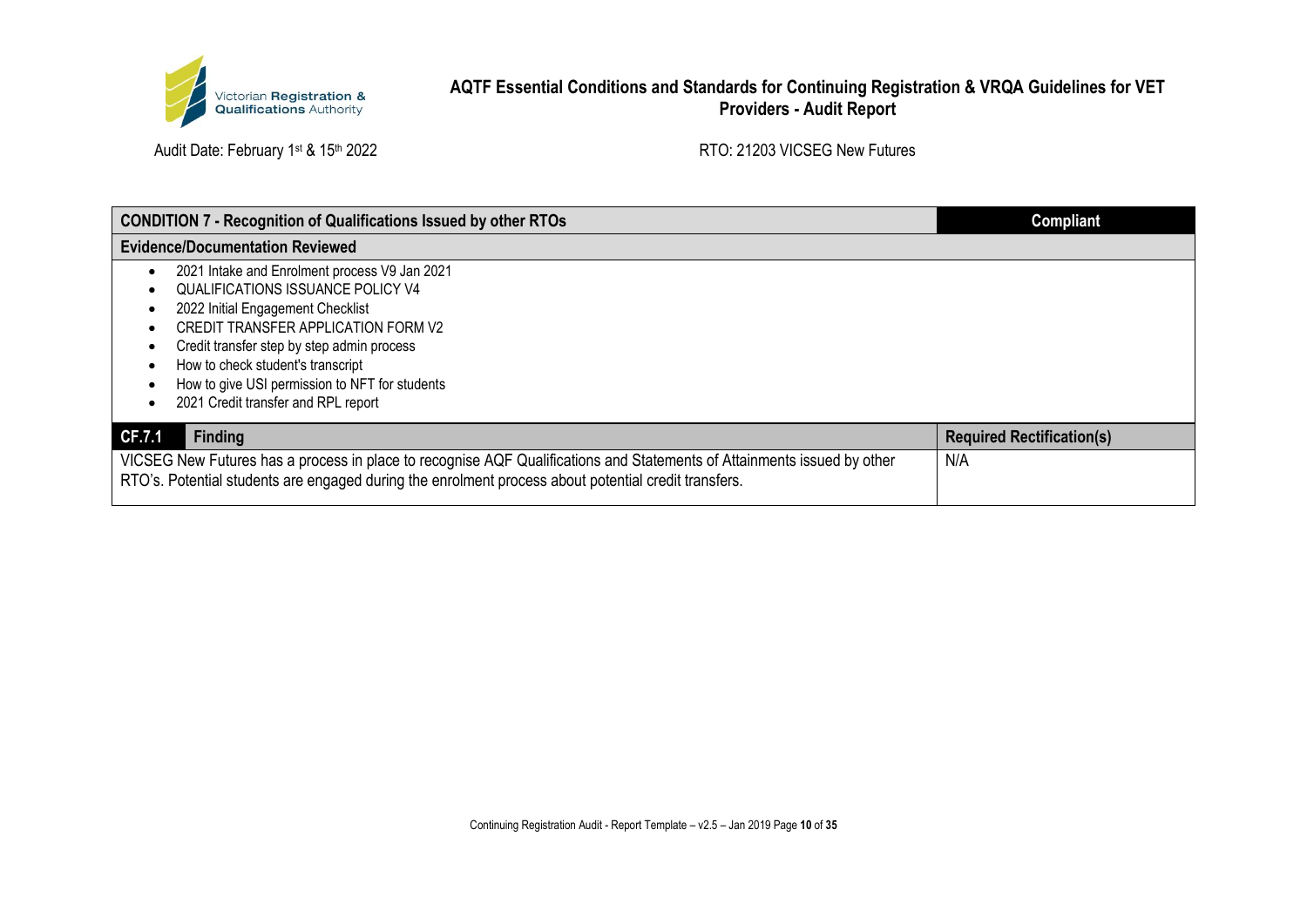| CONDITION 7 - Recognition of Qualifications Issued by other RTOs | | Compliant |
|---|---|---|
| **Evidence/Documentation Reviewed** | | |
| • 2021 Intake and Enrolment process V9 Jan 2021<br>• QUALIFICATIONS ISSUANCE POLICY V4<br>• 2022 Initial Engagement Checklist<br>• CREDIT TRANSFER APPLICATION FORM V2<br>• Credit transfer step by step admin process<br>• How to check student's transcript<br>• How to give USI permission to NFT for students<br>• 2021 Credit transfer and RPL report | | |
| **CF.7.1** | **Finding** | **Required Rectification(s)** |
| VICSEG New Futures has a process in place to recognise AQF Qualifications and Statements of Attainments issued by other RTO's. Potential students are engaged during the enrolment process about potential credit transfers. | | N/A |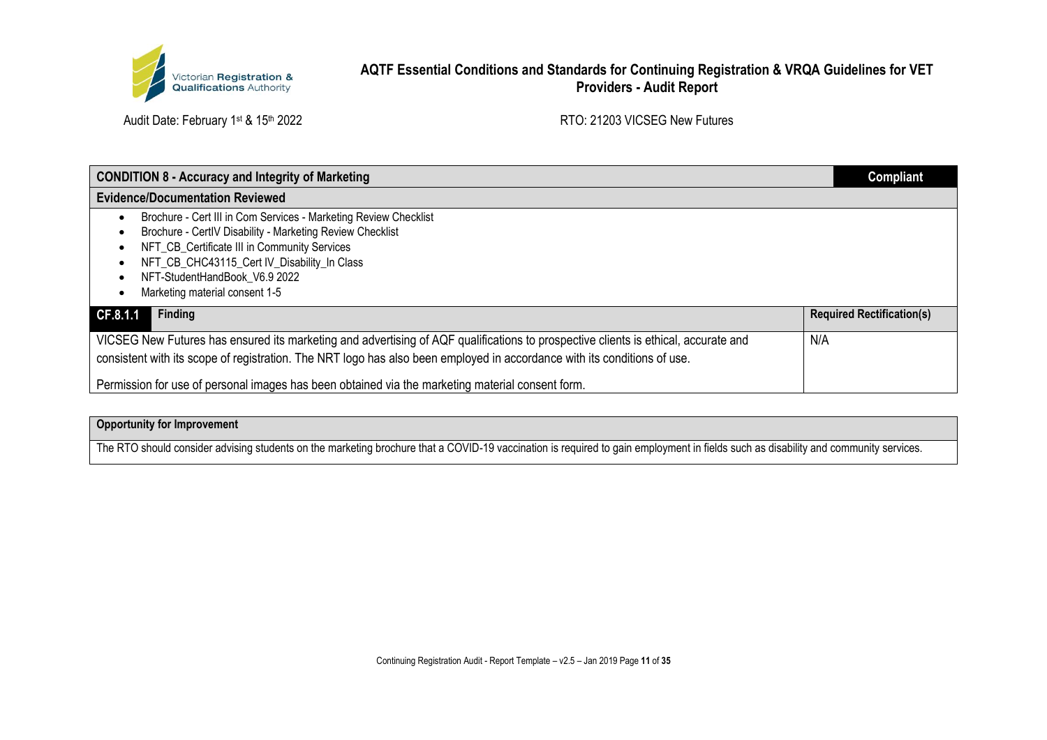| CONDITION 8 - Accuracy and Integrity of Marketing | Compliant |
|---|---|
| **Evidence/Documentation Reviewed** | |
| • Brochure - Cert III in Com Services - Marketing Review Checklist<br>• Brochure - CertIV Disability - Marketing Review Checklist<br>• NFT_CB_Certificate III in Community Services<br>• NFT_CB_CHC43115_Cert IV_Disability_In Class<br>• NFT-StudentHandBook_V6.9 2022<br>• Marketing material consent 1-5 | |
| **CF.8.1.1 Finding** | **Required Rectification(s)** |
| VICSEG New Futures has ensured its marketing and advertising of AQF qualifications to prospective clients is ethical, accurate and consistent with its scope of registration. The NRT logo has also been employed in accordance with its conditions of use.<br><br>Permission for use of personal images has been obtained via the marketing material consent form. | N/A |

| Opportunity for Improvement |
|---|
| The RTO should consider advising students on the marketing brochure that a COVID-19 vaccination is required to gain employment in fields such as disability and community services. |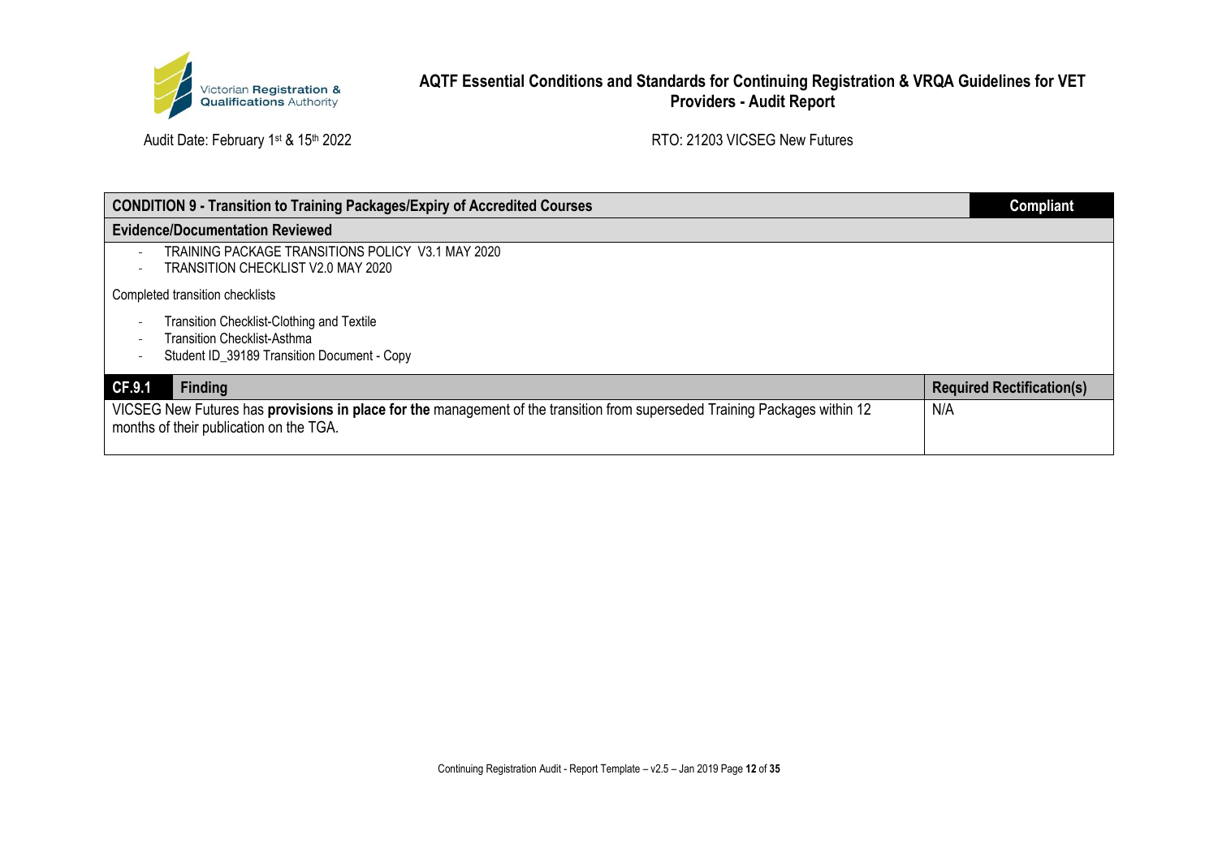| CONDITION 9 - Transition to Training Packages/Expiry of Accredited Courses | Compliant |
|---|---|
| **Evidence/Documentation Reviewed** | |
| - TRAINING PACKAGE TRANSITIONS POLICY V3.1 MAY 2020<br>- TRANSITION CHECKLIST V2.0 MAY 2020<br><br>Completed transition checklists<br><br>- Transition Checklist-Clothing and Textile<br>- Transition Checklist-Asthma<br>- Student ID_39189 Transition Document - Copy | |

| CF.9.1 Finding | Required Rectification(s) |
|---|---|
| VICSEG New Futures has **provisions in place for the** management of the transition from superseded Training Packages within 12 months of their publication on the TGA. | N/A |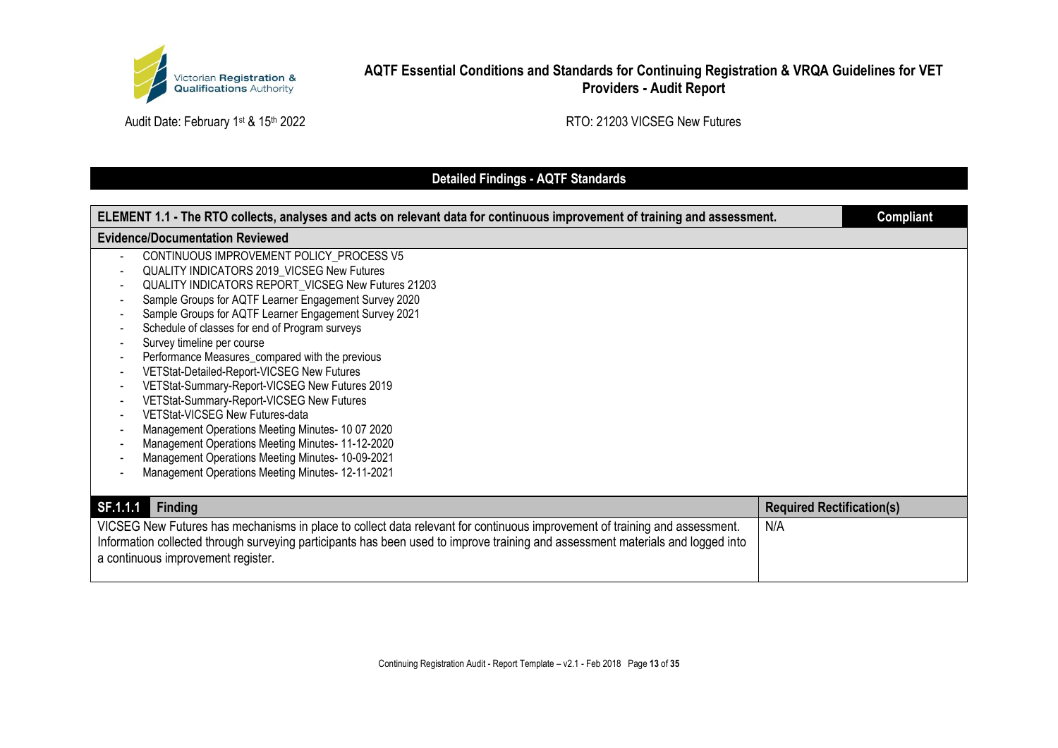**AQTF Essential Conditions and Standards for Continuing Registration & VRQA Guidelines for VET Providers - Audit Report**

Audit Date: February 1st & 15th 2022

RTO: 21203 VICSEG New Futures

## Detailed Findings - AQTF Standards

| ELEMENT 1.1 - The RTO collects, analyses and acts on relevant data for continuous improvement of training and assessment. | Compliant |
|---|---|

**Evidence/Documentation Reviewed**

- CONTINUOUS IMPROVEMENT POLICY_PROCESS V5
- QUALITY INDICATORS 2019_VICSEG New Futures
- QUALITY INDICATORS REPORT_VICSEG New Futures 21203
- Sample Groups for AQTF Learner Engagement Survey 2020
- Sample Groups for AQTF Learner Engagement Survey 2021
- Schedule of classes for end of Program surveys
- Survey timeline per course
- Performance Measures_compared with the previous
- VETStat-Detailed-Report-VICSEG New Futures
- VETStat-Summary-Report-VICSEG New Futures 2019
- VETStat-Summary-Report-VICSEG New Futures
- VETStat-VICSEG New Futures-data
- Management Operations Meeting Minutes- 10 07 2020
- Management Operations Meeting Minutes- 11-12-2020
- Management Operations Meeting Minutes- 10-09-2021
- Management Operations Meeting Minutes- 12-11-2021

| SF.1.1.1 Finding | Required Rectification(s) |
|---|---|
| VICSEG New Futures has mechanisms in place to collect data relevant for continuous improvement of training and assessment. Information collected through surveying participants has been used to improve training and assessment materials and logged into a continuous improvement register. | N/A |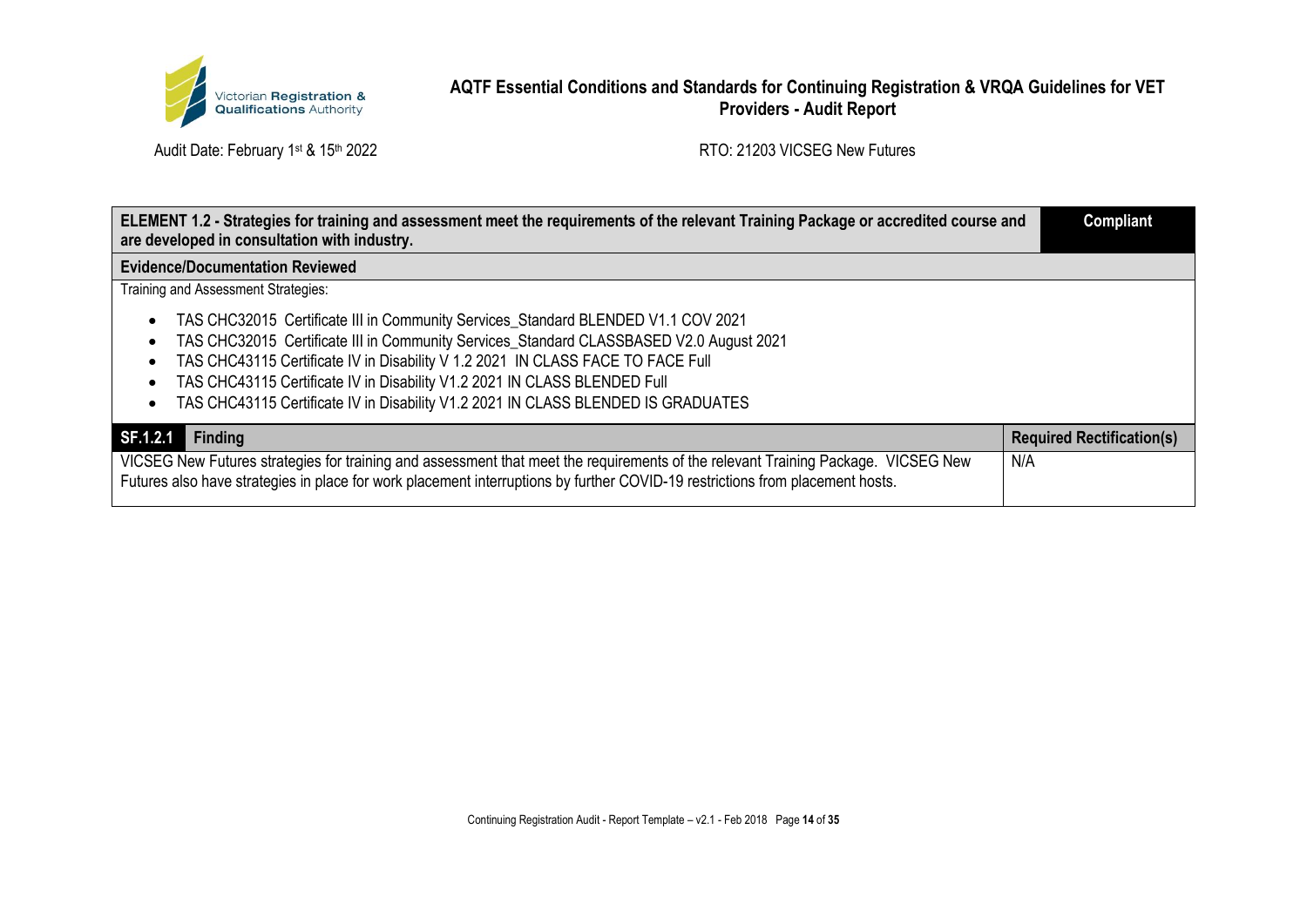| ELEMENT 1.2 - Strategies for training and assessment meet the requirements of the relevant Training Package or accredited course and are developed in consultation with industry. | Compliant |
|---|---|

**Evidence/Documentation Reviewed**

Training and Assessment Strategies:

- TAS CHC32015 Certificate III in Community Services_Standard BLENDED V1.1 COV 2021
- TAS CHC32015 Certificate III in Community Services_Standard CLASSBASED V2.0 August 2021
- TAS CHC43115 Certificate IV in Disability V 1.2 2021 IN CLASS FACE TO FACE Full
- TAS CHC43115 Certificate IV in Disability V1.2 2021 IN CLASS BLENDED Full
- TAS CHC43115 Certificate IV in Disability V1.2 2021 IN CLASS BLENDED IS GRADUATES

| SF.1.2.1 Finding | Required Rectification(s) |
|---|---|
| VICSEG New Futures strategies for training and assessment that meet the requirements of the relevant Training Package. VICSEG New Futures also have strategies in place for work placement interruptions by further COVID-19 restrictions from placement hosts. | N/A |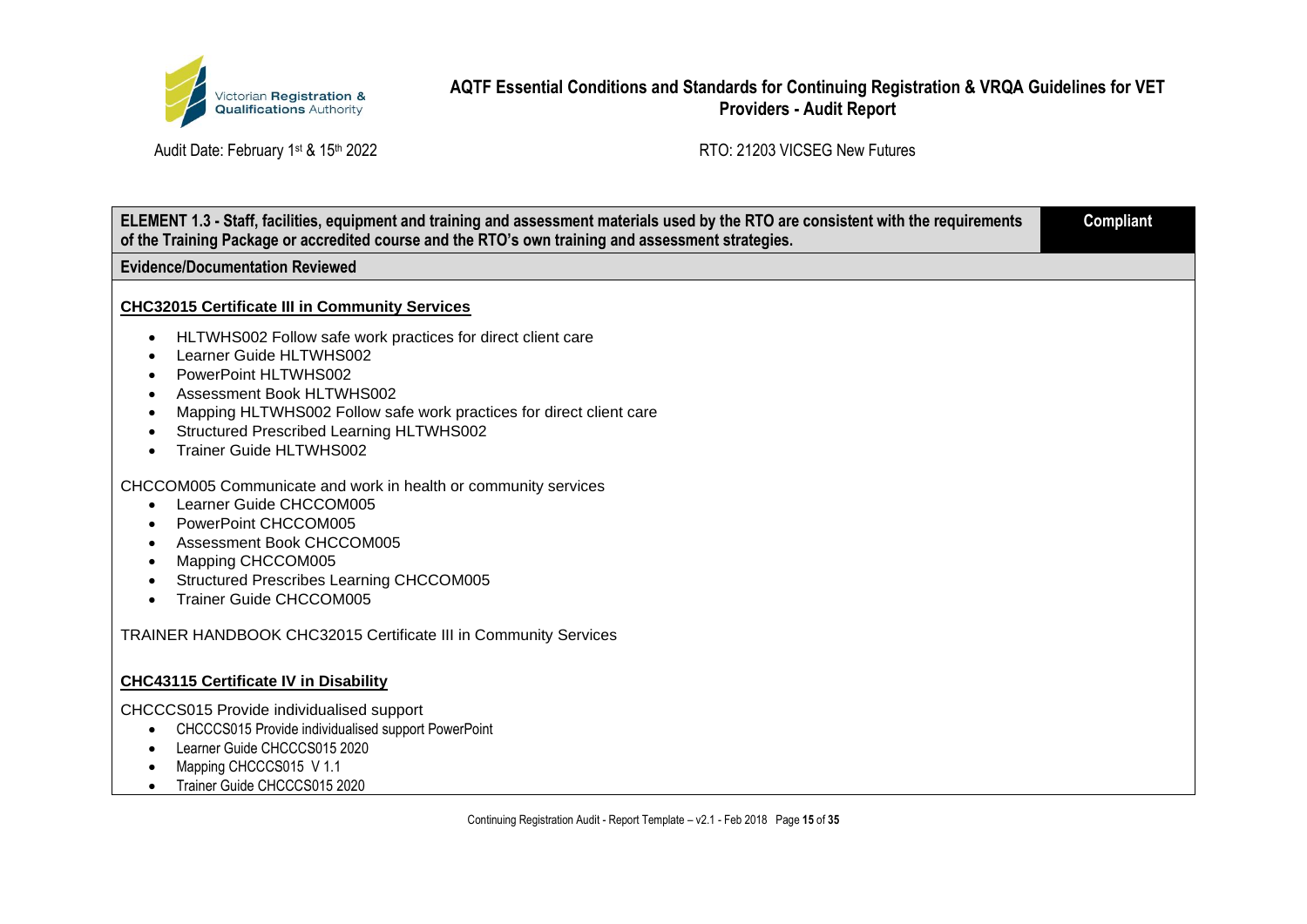| ELEMENT 1.3 - Staff, facilities, equipment and training and assessment materials used by the RTO are consistent with the requirements of the Training Package or accredited course and the RTO's own training and assessment strategies. | Compliant |
| --- | --- |

**Evidence/Documentation Reviewed**

**CHC32015 Certificate III in Community Services**

- HLTWHS002 Follow safe work practices for direct client care
- Learner Guide HLTWHS002
- PowerPoint HLTWHS002
- Assessment Book HLTWHS002
- Mapping HLTWHS002 Follow safe work practices for direct client care
- Structured Prescribed Learning HLTWHS002
- Trainer Guide HLTWHS002

CHCCOM005 Communicate and work in health or community services

- Learner Guide CHCCOM005
- PowerPoint CHCCOM005
- Assessment Book CHCCOM005
- Mapping CHCCOM005
- Structured Prescribes Learning CHCCOM005
- Trainer Guide CHCCOM005

TRAINER HANDBOOK CHC32015 Certificate III in Community Services

**CHC43115 Certificate IV in Disability**

CHCCCS015 Provide individualised support

- CHCCCS015 Provide individualised support PowerPoint
- Learner Guide CHCCCS015 2020
- Mapping CHCCCS015 V 1.1
- Trainer Guide CHCCCS015 2020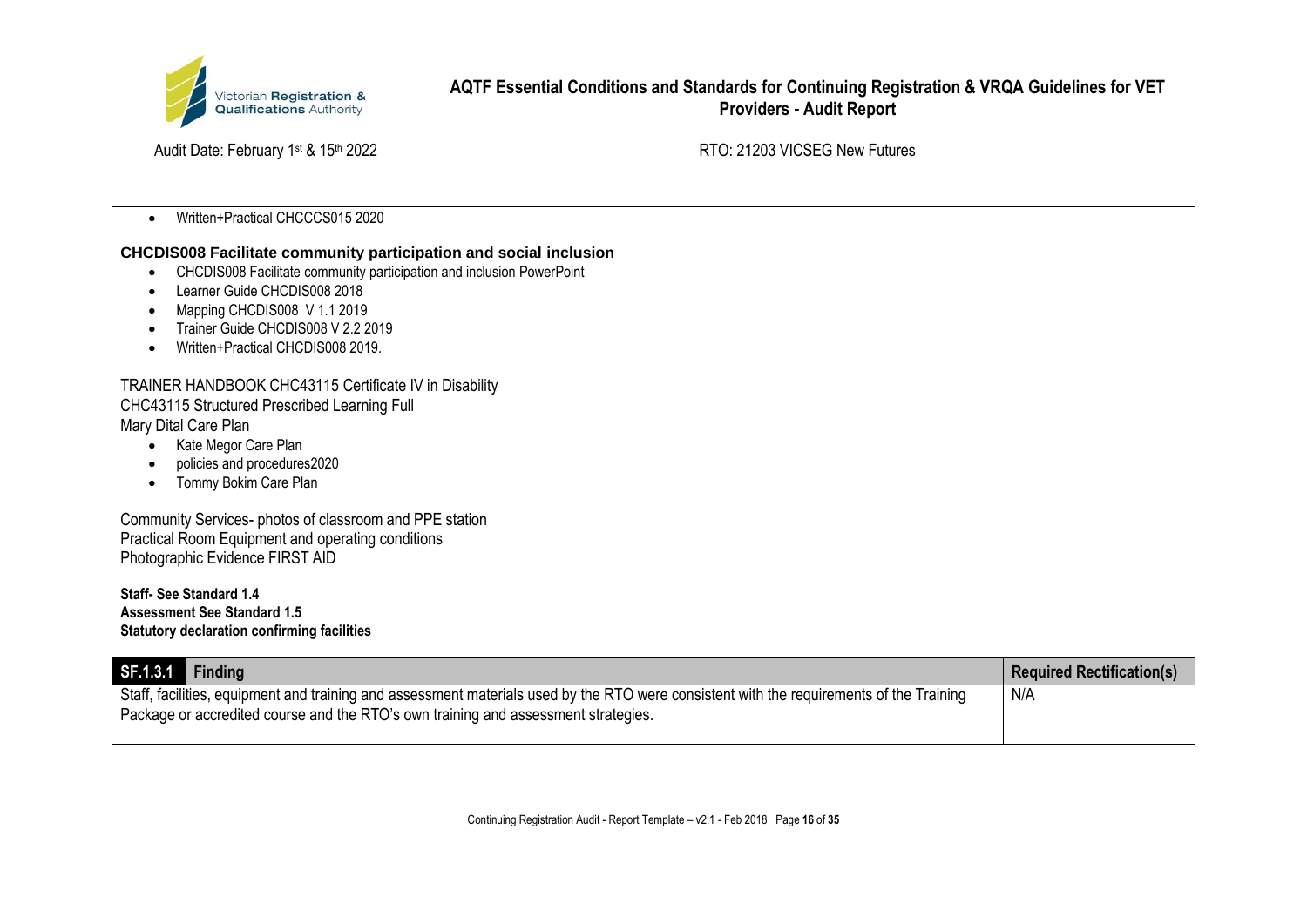- Written+Practical CHCCCS015 2020

**CHCDIS008 Facilitate community participation and social inclusion**

- CHCDIS008 Facilitate community participation and inclusion PowerPoint
- Learner Guide CHCDIS008 2018
- Mapping CHCDIS008 V 1.1 2019
- Trainer Guide CHCDIS008 V 2.2 2019
- Written+Practical CHCDIS008 2019.

TRAINER HANDBOOK CHC43115 Certificate IV in Disability
CHC43115 Structured Prescribed Learning Full
Mary Dital Care Plan

- Kate Megor Care Plan
- policies and procedures2020
- Tommy Bokim Care Plan

Community Services- photos of classroom and PPE station
Practical Room Equipment and operating conditions
Photographic Evidence FIRST AID

**Staff- See Standard 1.4**
**Assessment See Standard 1.5**
**Statutory declaration confirming facilities**

| SF.1.3.1 Finding | Required Rectification(s) |
|---|---|
| Staff, facilities, equipment and training and assessment materials used by the RTO were consistent with the requirements of the Training Package or accredited course and the RTO's own training and assessment strategies. | N/A |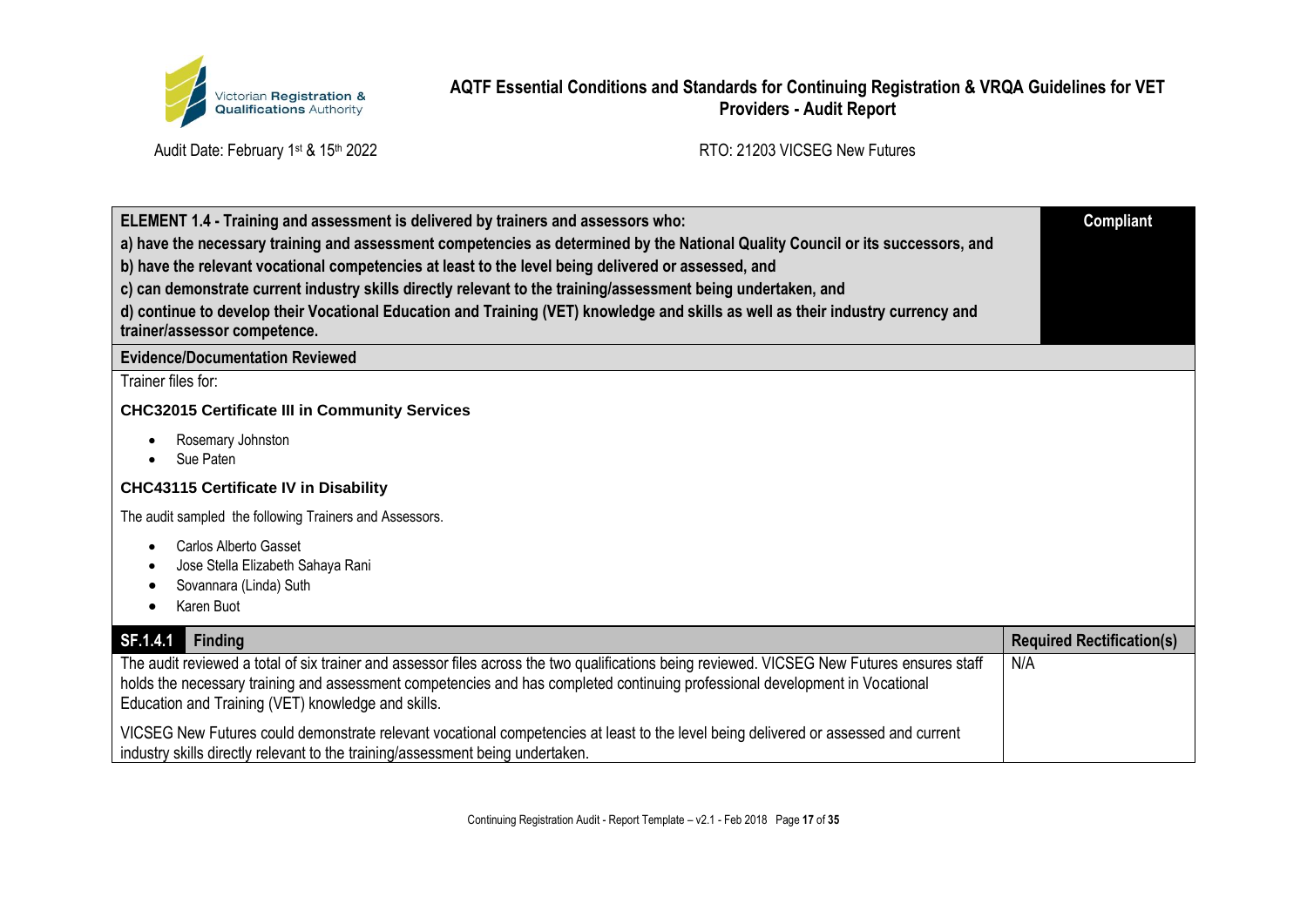| ELEMENT 1.4 - Training and assessment is delivered by trainers and assessors who:<br>a) have the necessary training and assessment competencies as determined by the National Quality Council or its successors, and<br>b) have the relevant vocational competencies at least to the level being delivered or assessed, and<br>c) can demonstrate current industry skills directly relevant to the training/assessment being undertaken, and<br>d) continue to develop their Vocational Education and Training (VET) knowledge and skills as well as their industry currency and trainer/assessor competence. | Compliant |
|---|---|

**Evidence/Documentation Reviewed**

Trainer files for:

**CHC32015 Certificate III in Community Services**

- Rosemary Johnston
- Sue Paten

**CHC43115 Certificate IV in Disability**

The audit sampled the following Trainers and Assessors.

- Carlos Alberto Gasset
- Jose Stella Elizabeth Sahaya Rani
- Sovannara (Linda) Suth
- Karen Buot

| SF.1.4.1 Finding | Required Rectification(s) |
|---|---|
| The audit reviewed a total of six trainer and assessor files across the two qualifications being reviewed. VICSEG New Futures ensures staff holds the necessary training and assessment competencies and has completed continuing professional development in Vocational Education and Training (VET) knowledge and skills.<br><br>VICSEG New Futures could demonstrate relevant vocational competencies at least to the level being delivered or assessed and current industry skills directly relevant to the training/assessment being undertaken. | N/A |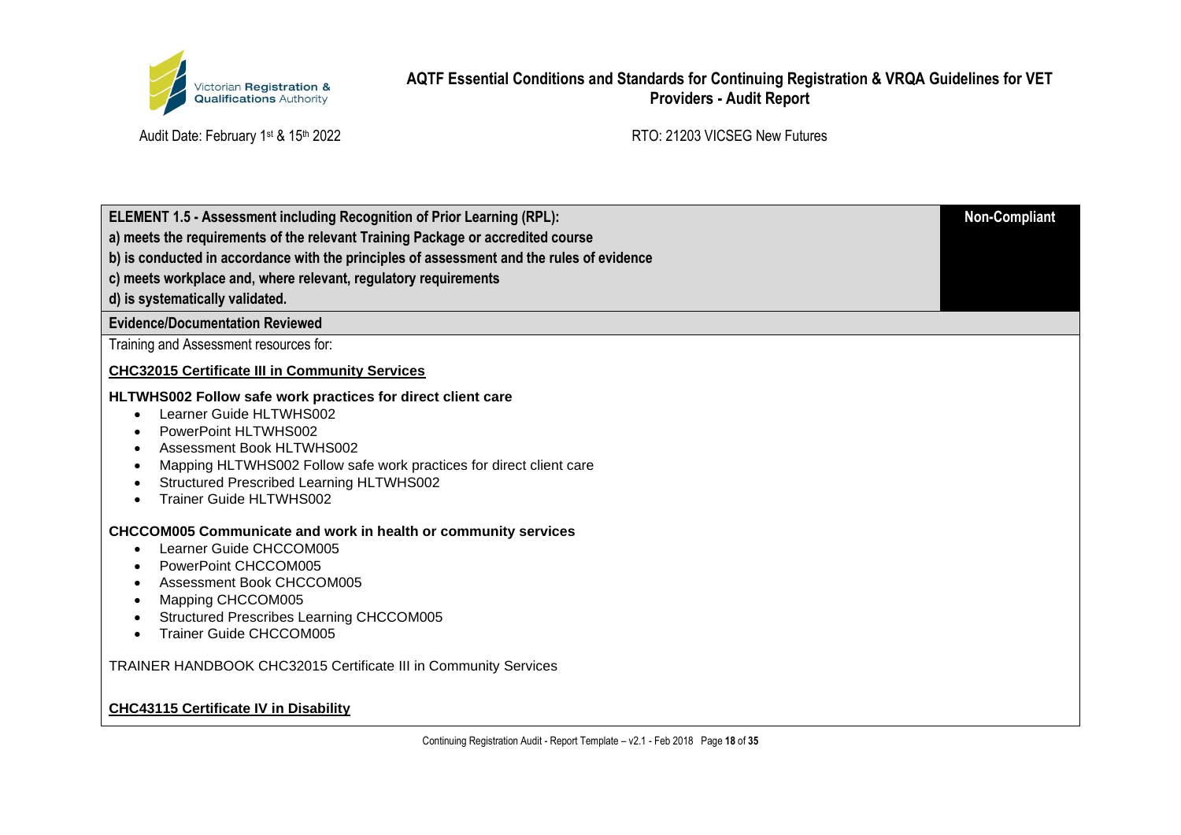| ELEMENT 1.5 - Assessment including Recognition of Prior Learning (RPL):<br>a) meets the requirements of the relevant Training Package or accredited course<br>b) is conducted in accordance with the principles of assessment and the rules of evidence<br>c) meets workplace and, where relevant, regulatory requirements<br>d) is systematically validated. | Non-Compliant |
|---|---|

**Evidence/Documentation Reviewed**

Training and Assessment resources for:

**CHC32015 Certificate III in Community Services**

**HLTWHS002 Follow safe work practices for direct client care**

- Learner Guide HLTWHS002
- PowerPoint HLTWHS002
- Assessment Book HLTWHS002
- Mapping HLTWHS002 Follow safe work practices for direct client care
- Structured Prescribed Learning HLTWHS002
- Trainer Guide HLTWHS002

**CHCCOM005 Communicate and work in health or community services**

- Learner Guide CHCCOM005
- PowerPoint CHCCOM005
- Assessment Book CHCCOM005
- Mapping CHCCOM005
- Structured Prescribes Learning CHCCOM005
- Trainer Guide CHCCOM005

TRAINER HANDBOOK CHC32015 Certificate III in Community Services

**CHC43115 Certificate IV in Disability**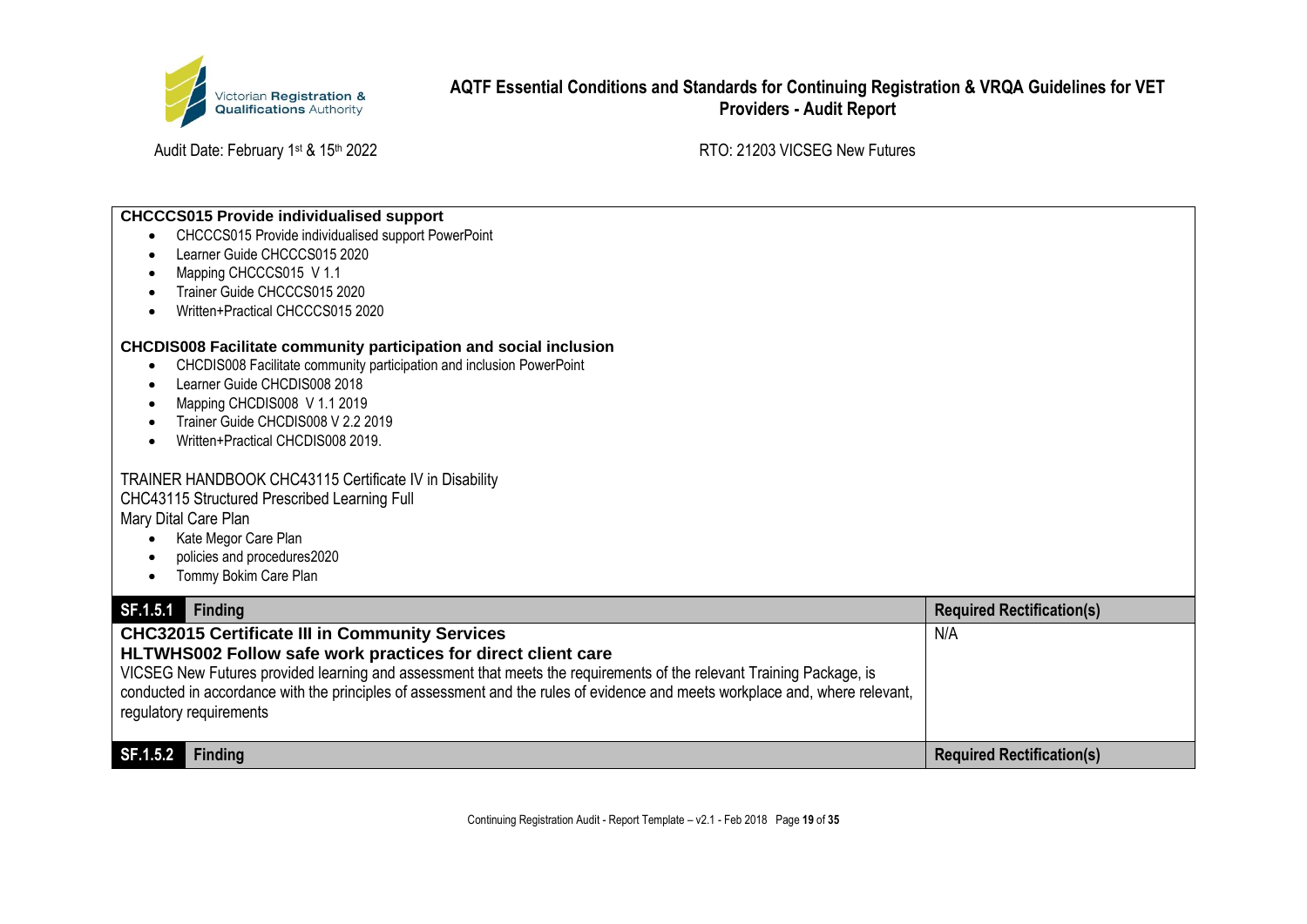**CHCCCS015 Provide individualised support**

- CHCCCS015 Provide individualised support PowerPoint
- Learner Guide CHCCCS015 2020
- Mapping CHCCCS015 V 1.1
- Trainer Guide CHCCCS015 2020
- Written+Practical CHCCCS015 2020

**CHCDIS008 Facilitate community participation and social inclusion**

- CHCDIS008 Facilitate community participation and inclusion PowerPoint
- Learner Guide CHCDIS008 2018
- Mapping CHCDIS008 V 1.1 2019
- Trainer Guide CHCDIS008 V 2.2 2019
- Written+Practical CHCDIS008 2019.

TRAINER HANDBOOK CHC43115 Certificate IV in Disability
CHC43115 Structured Prescribed Learning Full
Mary Dital Care Plan

- Kate Megor Care Plan
- policies and procedures2020
- Tommy Bokim Care Plan

| SF.1.5.1 Finding | Required Rectification(s) |
|---|---|
| **CHC32015 Certificate III in Community Services**<br>**HLTWHS002 Follow safe work practices for direct client care**<br>VICSEG New Futures provided learning and assessment that meets the requirements of the relevant Training Package, is conducted in accordance with the principles of assessment and the rules of evidence and meets workplace and, where relevant, regulatory requirements | N/A |

| SF.1.5.2 Finding | Required Rectification(s) |
|---|---|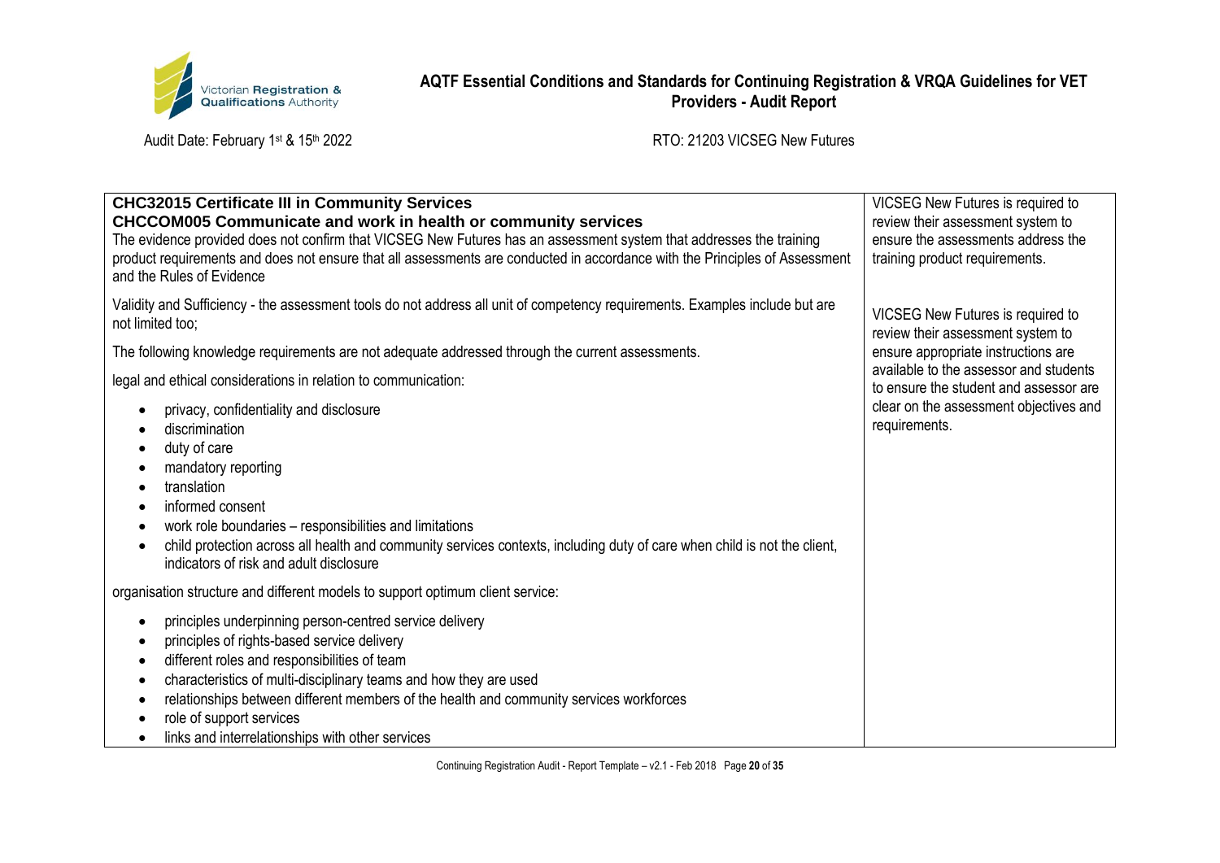| | |
|---|---|
| **CHC32015 Certificate III in Community Services**<br>**CHCCOM005 Communicate and work in health or community services**<br>The evidence provided does not confirm that VICSEG New Futures has an assessment system that addresses the training product requirements and does not ensure that all assessments are conducted in accordance with the Principles of Assessment and the Rules of Evidence | VICSEG New Futures is required to review their assessment system to ensure the assessments address the training product requirements. |
| Validity and Sufficiency - the assessment tools do not address all unit of competency requirements. Examples include but are not limited too;<br><br>The following knowledge requirements are not adequate addressed through the current assessments.<br><br>legal and ethical considerations in relation to communication:<br>• privacy, confidentiality and disclosure<br>• discrimination<br>• duty of care<br>• mandatory reporting<br>• translation<br>• informed consent<br>• work role boundaries – responsibilities and limitations<br>• child protection across all health and community services contexts, including duty of care when child is not the client, indicators of risk and adult disclosure<br><br>organisation structure and different models to support optimum client service:<br>• principles underpinning person-centred service delivery<br>• principles of rights-based service delivery<br>• different roles and responsibilities of team<br>• characteristics of multi-disciplinary teams and how they are used<br>• relationships between different members of the health and community services workforces<br>• role of support services<br>• links and interrelationships with other services | VICSEG New Futures is required to review their assessment system to ensure appropriate instructions are available to the assessor and students to ensure the student and assessor are clear on the assessment objectives and requirements. |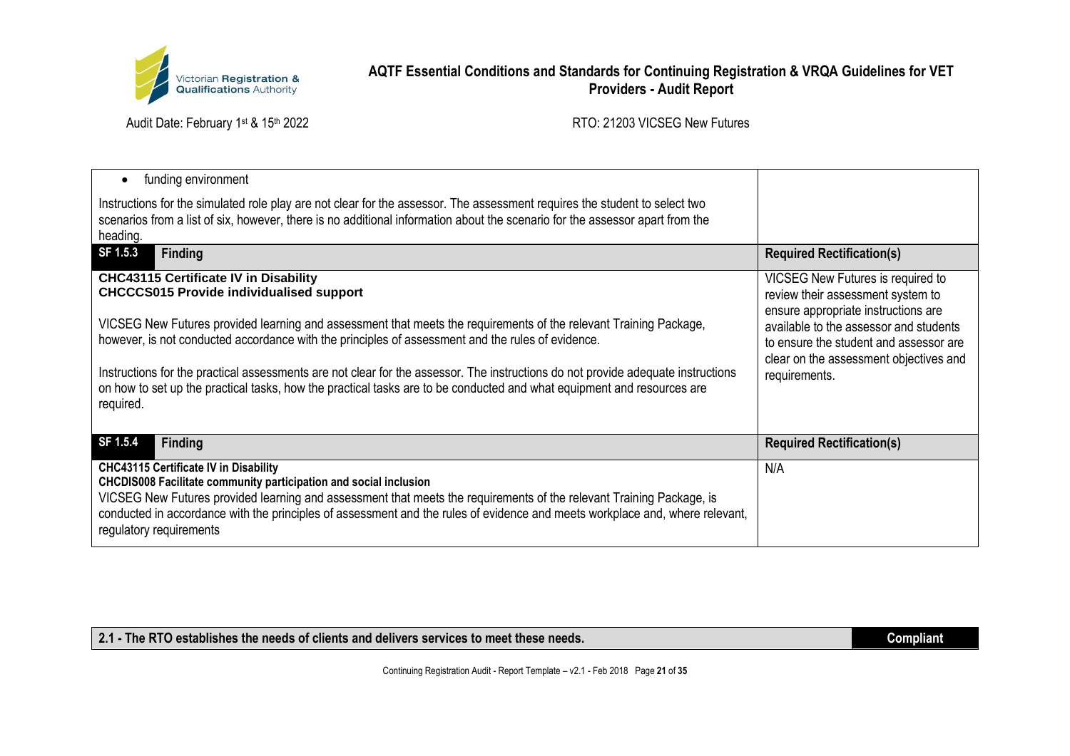| | |
|---|---|
| • funding environment<br><br>Instructions for the simulated role play are not clear for the assessor. The assessment requires the student to select two scenarios from a list of six, however, there is no additional information about the scenario for the assessor apart from the heading. | |
| **SF 1.5.3** **Finding** | **Required Rectification(s)** |
| **CHC43115 Certificate IV in Disability**<br>**CHCCCS015 Provide individualised support**<br><br>VICSEG New Futures provided learning and assessment that meets the requirements of the relevant Training Package, however, is not conducted accordance with the principles of assessment and the rules of evidence.<br><br>Instructions for the practical assessments are not clear for the assessor. The instructions do not provide adequate instructions on how to set up the practical tasks, how the practical tasks are to be conducted and what equipment and resources are required. | VICSEG New Futures is required to review their assessment system to ensure appropriate instructions are available to the assessor and students to ensure the student and assessor are clear on the assessment objectives and requirements. |
| **SF 1.5.4** **Finding** | **Required Rectification(s)** |
| **CHC43115 Certificate IV in Disability**<br>**CHCDIS008 Facilitate community participation and social inclusion**<br>VICSEG New Futures provided learning and assessment that meets the requirements of the relevant Training Package, is conducted in accordance with the principles of assessment and the rules of evidence and meets workplace and, where relevant, regulatory requirements | N/A |

| **2.1 - The RTO establishes the needs of clients and delivers services to meet these needs.** | **Compliant** |
|---|---|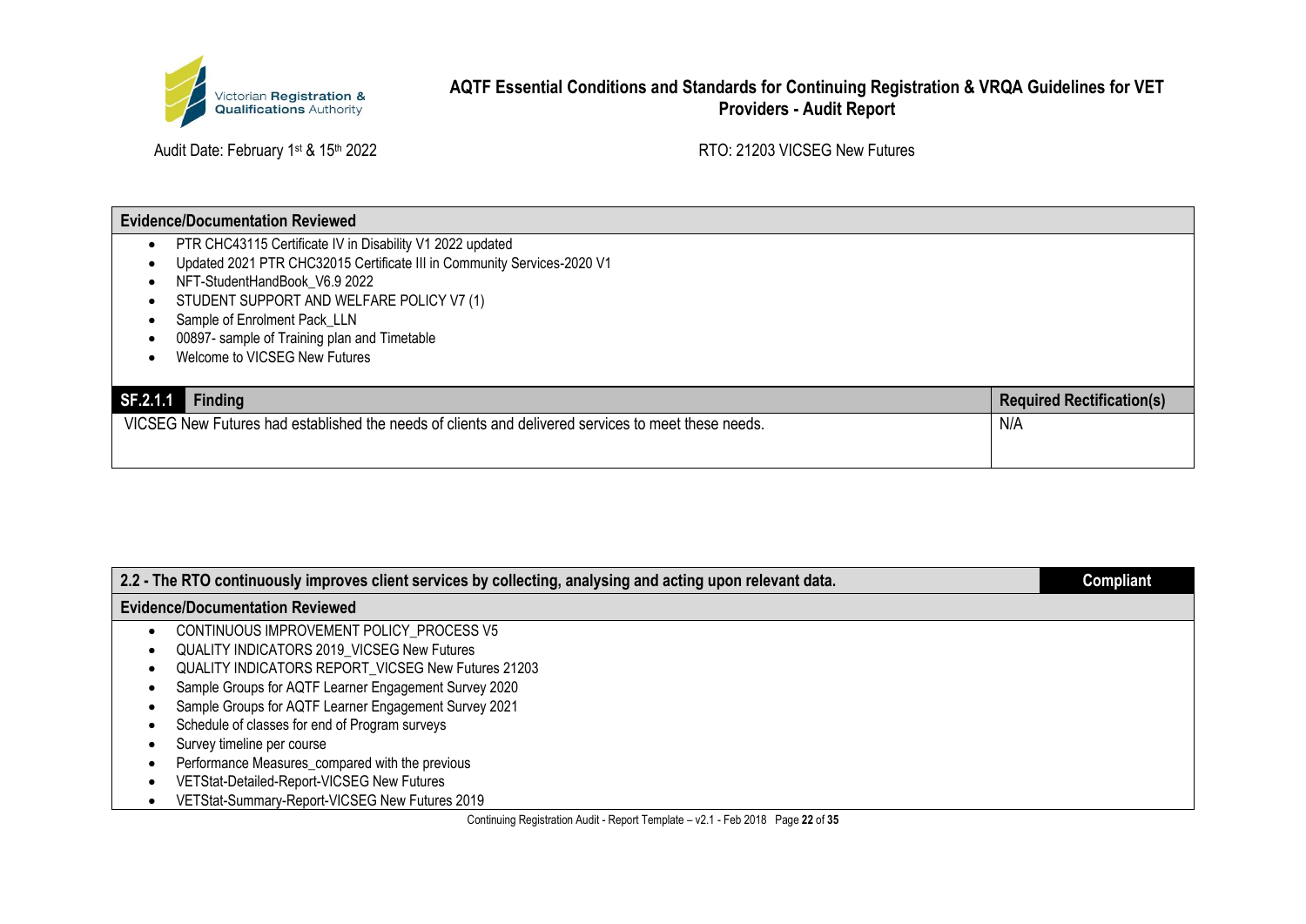| Evidence/Documentation Reviewed | |
|---|---|
| • PTR CHC43115 Certificate IV in Disability V1 2022 updated<br>• Updated 2021 PTR CHC32015 Certificate III in Community Services-2020 V1<br>• NFT-StudentHandBook_V6.9 2022<br>• STUDENT SUPPORT AND WELFARE POLICY V7 (1)<br>• Sample of Enrolment Pack_LLN<br>• 00897- sample of Training plan and Timetable<br>• Welcome to VICSEG New Futures | |
| **SF.2.1.1 Finding** | **Required Rectification(s)** |
| VICSEG New Futures had established the needs of clients and delivered services to meet these needs. | N/A |

| 2.2 - The RTO continuously improves client services by collecting, analysing and acting upon relevant data. | Compliant |
|---|---|
| **Evidence/Documentation Reviewed** | |
| • CONTINUOUS IMPROVEMENT POLICY_PROCESS V5<br>• QUALITY INDICATORS 2019_VICSEG New Futures<br>• QUALITY INDICATORS REPORT_VICSEG New Futures 21203<br>• Sample Groups for AQTF Learner Engagement Survey 2020<br>• Sample Groups for AQTF Learner Engagement Survey 2021<br>• Schedule of classes for end of Program surveys<br>• Survey timeline per course<br>• Performance Measures_compared with the previous<br>• VETStat-Detailed-Report-VICSEG New Futures<br>• VETStat-Summary-Report-VICSEG New Futures 2019 | |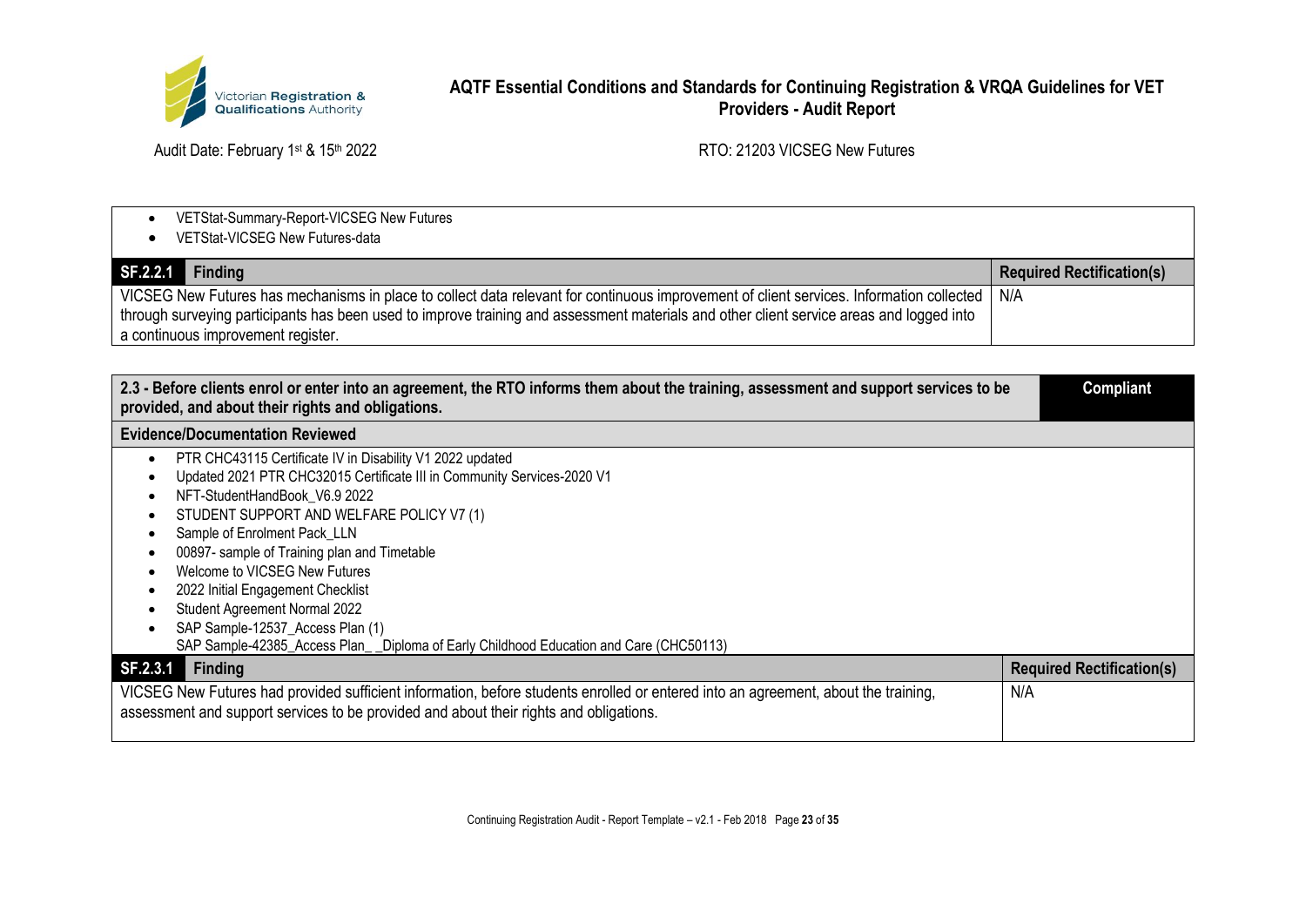- VETStat-Summary-Report-VICSEG New Futures
- VETStat-VICSEG New Futures-data

| SF.2.2.1 Finding | Required Rectification(s) |
|---|---|
| VICSEG New Futures has mechanisms in place to collect data relevant for continuous improvement of client services. Information collected through surveying participants has been used to improve training and assessment materials and other client service areas and logged into a continuous improvement register. | N/A |

| 2.3 - Before clients enrol or enter into an agreement, the RTO informs them about the training, assessment and support services to be provided, and about their rights and obligations. | Compliant |
|---|---|

**Evidence/Documentation Reviewed**

- PTR CHC43115 Certificate IV in Disability V1 2022 updated
- Updated 2021 PTR CHC32015 Certificate III in Community Services-2020 V1
- NFT-StudentHandBook_V6.9 2022
- STUDENT SUPPORT AND WELFARE POLICY V7 (1)
- Sample of Enrolment Pack_LLN
- 00897- sample of Training plan and Timetable
- Welcome to VICSEG New Futures
- 2022 Initial Engagement Checklist
- Student Agreement Normal 2022
- SAP Sample-12537_Access Plan (1)
  SAP Sample-42385_Access Plan_ _Diploma of Early Childhood Education and Care (CHC50113)

| SF.2.3.1 Finding | Required Rectification(s) |
|---|---|
| VICSEG New Futures had provided sufficient information, before students enrolled or entered into an agreement, about the training, assessment and support services to be provided and about their rights and obligations. | N/A |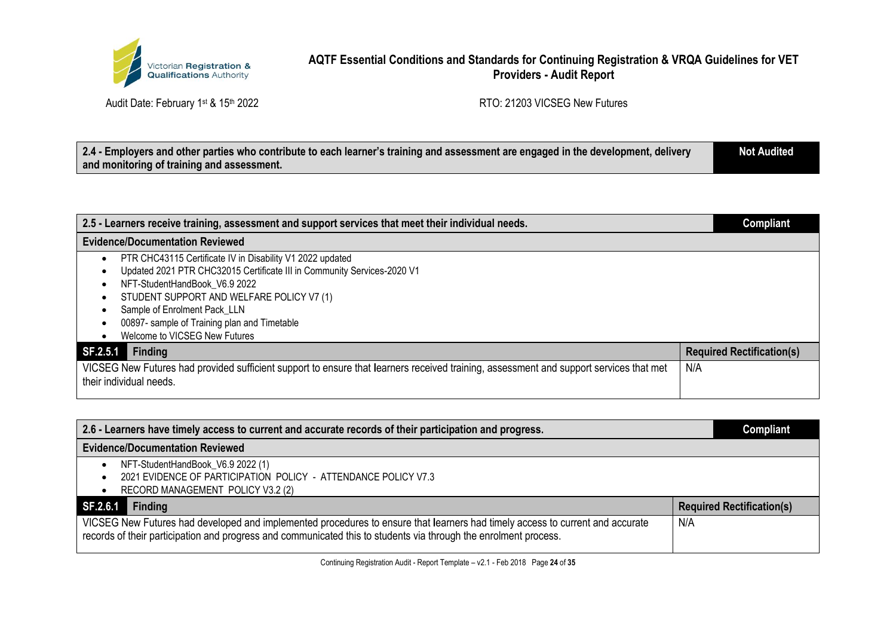| 2.4 - Employers and other parties who contribute to each learner's training and assessment are engaged in the development, delivery and monitoring of training and assessment. | Not Audited |
|---|---|

| 2.5 - Learners receive training, assessment and support services that meet their individual needs. | Compliant |
|---|---|
| **Evidence/Documentation Reviewed** | |
| • PTR CHC43115 Certificate IV in Disability V1 2022 updated<br>• Updated 2021 PTR CHC32015 Certificate III in Community Services-2020 V1<br>• NFT-StudentHandBook_V6.9 2022<br>• STUDENT SUPPORT AND WELFARE POLICY V7 (1)<br>• Sample of Enrolment Pack_LLN<br>• 00897- sample of Training plan and Timetable<br>• Welcome to VICSEG New Futures | |
| **SF.2.5.1 Finding** | **Required Rectification(s)** |
| VICSEG New Futures had provided sufficient support to ensure that learners received training, assessment and support services that met their individual needs. | N/A |

| 2.6 - Learners have timely access to current and accurate records of their participation and progress. | Compliant |
|---|---|
| **Evidence/Documentation Reviewed** | |
| • NFT-StudentHandBook_V6.9 2022 (1)<br>• 2021 EVIDENCE OF PARTICIPATION POLICY - ATTENDANCE POLICY V7.3<br>• RECORD MANAGEMENT POLICY V3.2 (2) | |
| **SF.2.6.1 Finding** | **Required Rectification(s)** |
| VICSEG New Futures had developed and implemented procedures to ensure that learners had timely access to current and accurate records of their participation and progress and communicated this to students via through the enrolment process. | N/A |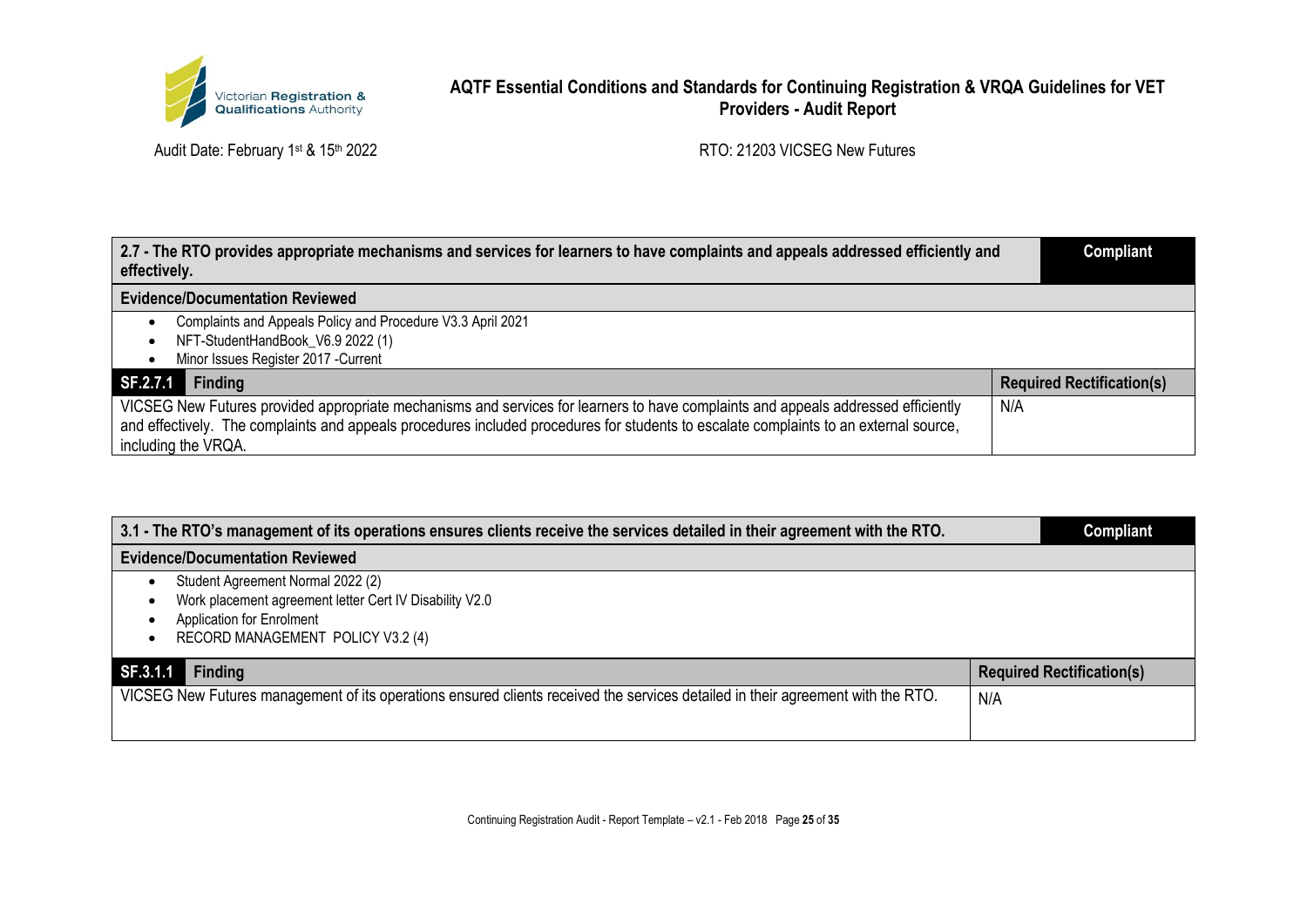| 2.7 - The RTO provides appropriate mechanisms and services for learners to have complaints and appeals addressed efficiently and effectively. | Compliant |
|---|---|
| **Evidence/Documentation Reviewed** | |
| • Complaints and Appeals Policy and Procedure V3.3 April 2021<br>• NFT-StudentHandBook_V6.9 2022 (1)<br>• Minor Issues Register 2017 -Current | |
| **SF.2.7.1 Finding** | **Required Rectification(s)** |
| VICSEG New Futures provided appropriate mechanisms and services for learners to have complaints and appeals addressed efficiently and effectively. The complaints and appeals procedures included procedures for students to escalate complaints to an external source, including the VRQA. | N/A |

| 3.1 - The RTO's management of its operations ensures clients receive the services detailed in their agreement with the RTO. | Compliant |
|---|---|
| **Evidence/Documentation Reviewed** | |
| • Student Agreement Normal 2022 (2)<br>• Work placement agreement letter Cert IV Disability V2.0<br>• Application for Enrolment<br>• RECORD MANAGEMENT POLICY V3.2 (4) | |
| **SF.3.1.1 Finding** | **Required Rectification(s)** |
| VICSEG New Futures management of its operations ensured clients received the services detailed in their agreement with the RTO. | N/A |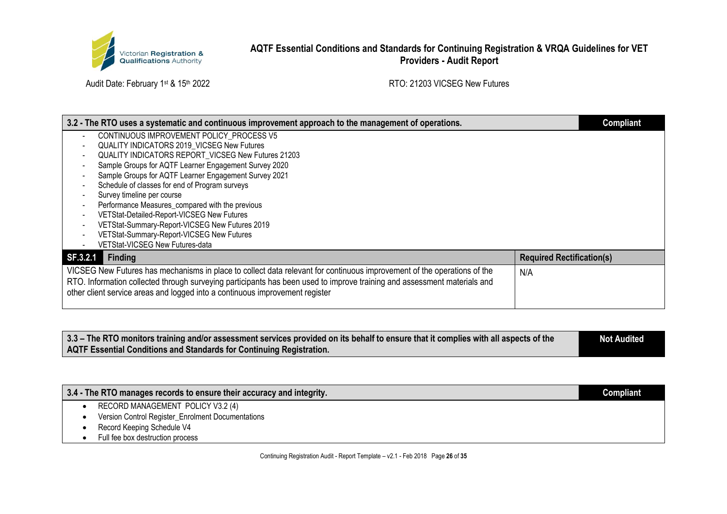| 3.2 - The RTO uses a systematic and continuous improvement approach to the management of operations. | Compliant |
|---|---|
| - CONTINUOUS IMPROVEMENT POLICY_PROCESS V5<br>- QUALITY INDICATORS 2019_VICSEG New Futures<br>- QUALITY INDICATORS REPORT_VICSEG New Futures 21203<br>- Sample Groups for AQTF Learner Engagement Survey 2020<br>- Sample Groups for AQTF Learner Engagement Survey 2021<br>- Schedule of classes for end of Program surveys<br>- Survey timeline per course<br>- Performance Measures_compared with the previous<br>- VETStat-Detailed-Report-VICSEG New Futures<br>- VETStat-Summary-Report-VICSEG New Futures 2019<br>- VETStat-Summary-Report-VICSEG New Futures<br>- VETStat-VICSEG New Futures-data | |
| **SF.3.2.1 Finding** | **Required Rectification(s)** |
| VICSEG New Futures has mechanisms in place to collect data relevant for continuous improvement of the operations of the RTO. Information collected through surveying participants has been used to improve training and assessment materials and other client service areas and logged into a continuous improvement register | N/A |

| 3.3 – The RTO monitors training and/or assessment services provided on its behalf to ensure that it complies with all aspects of the AQTF Essential Conditions and Standards for Continuing Registration. | Not Audited |
|---|---|

| 3.4 - The RTO manages records to ensure their accuracy and integrity. | Compliant |
|---|---|
| • RECORD MANAGEMENT POLICY V3.2 (4)<br>• Version Control Register_Enrolment Documentations<br>• Record Keeping Schedule V4<br>• Full fee box destruction process | |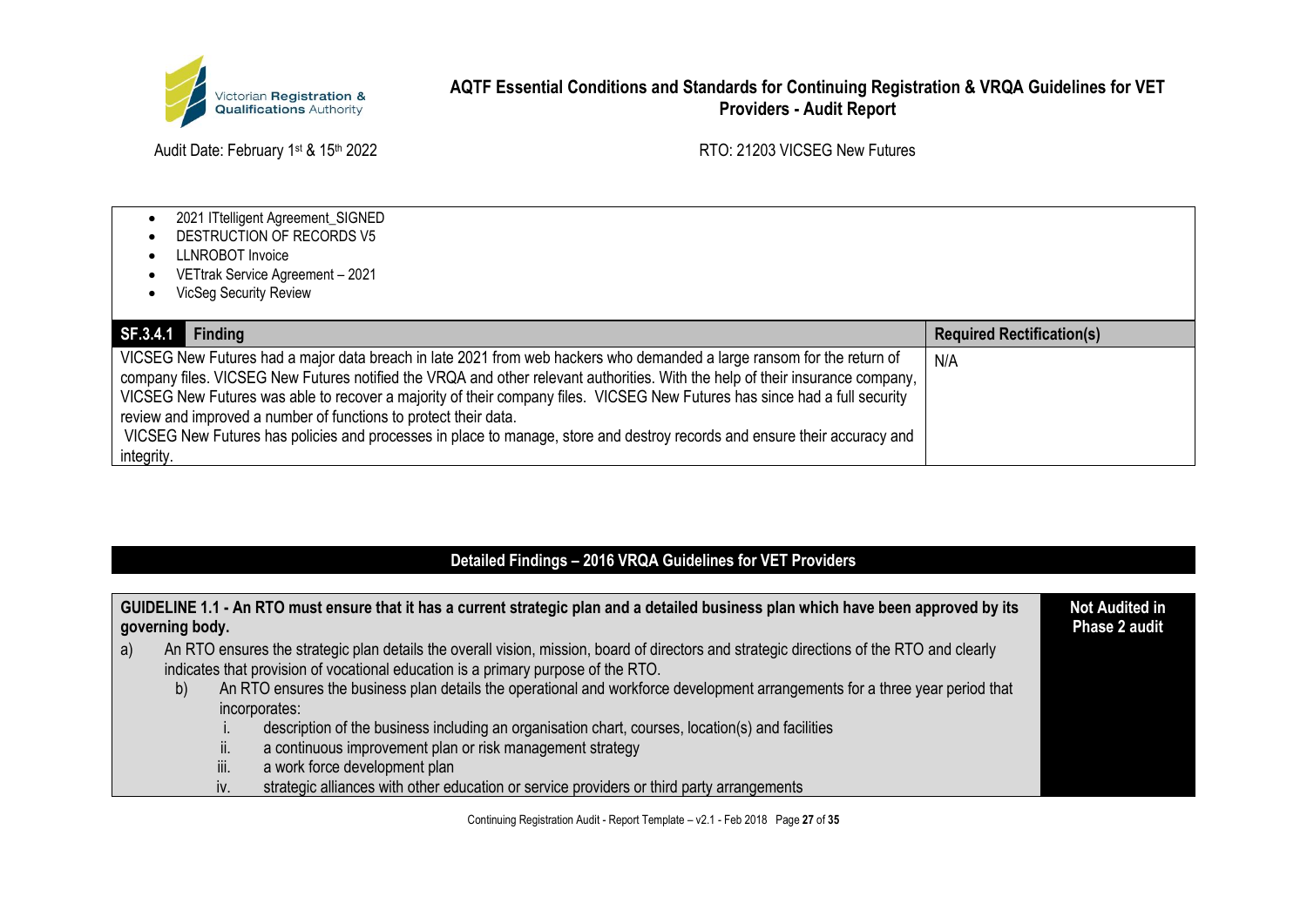- 2021 ITtelligent Agreement_SIGNED
- DESTRUCTION OF RECORDS V5
- LLNROBOT Invoice
- VETtrak Service Agreement – 2021
- VicSeg Security Review

| SF.3.4.1 Finding | Required Rectification(s) |
|---|---|
| VICSEG New Futures had a major data breach in late 2021 from web hackers who demanded a large ransom for the return of company files. VICSEG New Futures notified the VRQA and other relevant authorities. With the help of their insurance company, VICSEG New Futures was able to recover a majority of their company files. VICSEG New Futures has since had a full security review and improved a number of functions to protect their data. VICSEG New Futures has policies and processes in place to manage, store and destroy records and ensure their accuracy and integrity. | N/A |

## Detailed Findings – 2016 VRQA Guidelines for VET Providers

| GUIDELINE 1.1 - An RTO must ensure that it has a current strategic plan and a detailed business plan which have been approved by its governing body. | Not Audited in Phase 2 audit |
|---|---|
| a) An RTO ensures the strategic plan details the overall vision, mission, board of directors and strategic directions of the RTO and clearly indicates that provision of vocational education is a primary purpose of the RTO.<br>b) An RTO ensures the business plan details the operational and workforce development arrangements for a three year period that incorporates:<br>i. description of the business including an organisation chart, courses, location(s) and facilities<br>ii. a continuous improvement plan or risk management strategy<br>iii. a work force development plan<br>iv. strategic alliances with other education or service providers or third party arrangements | |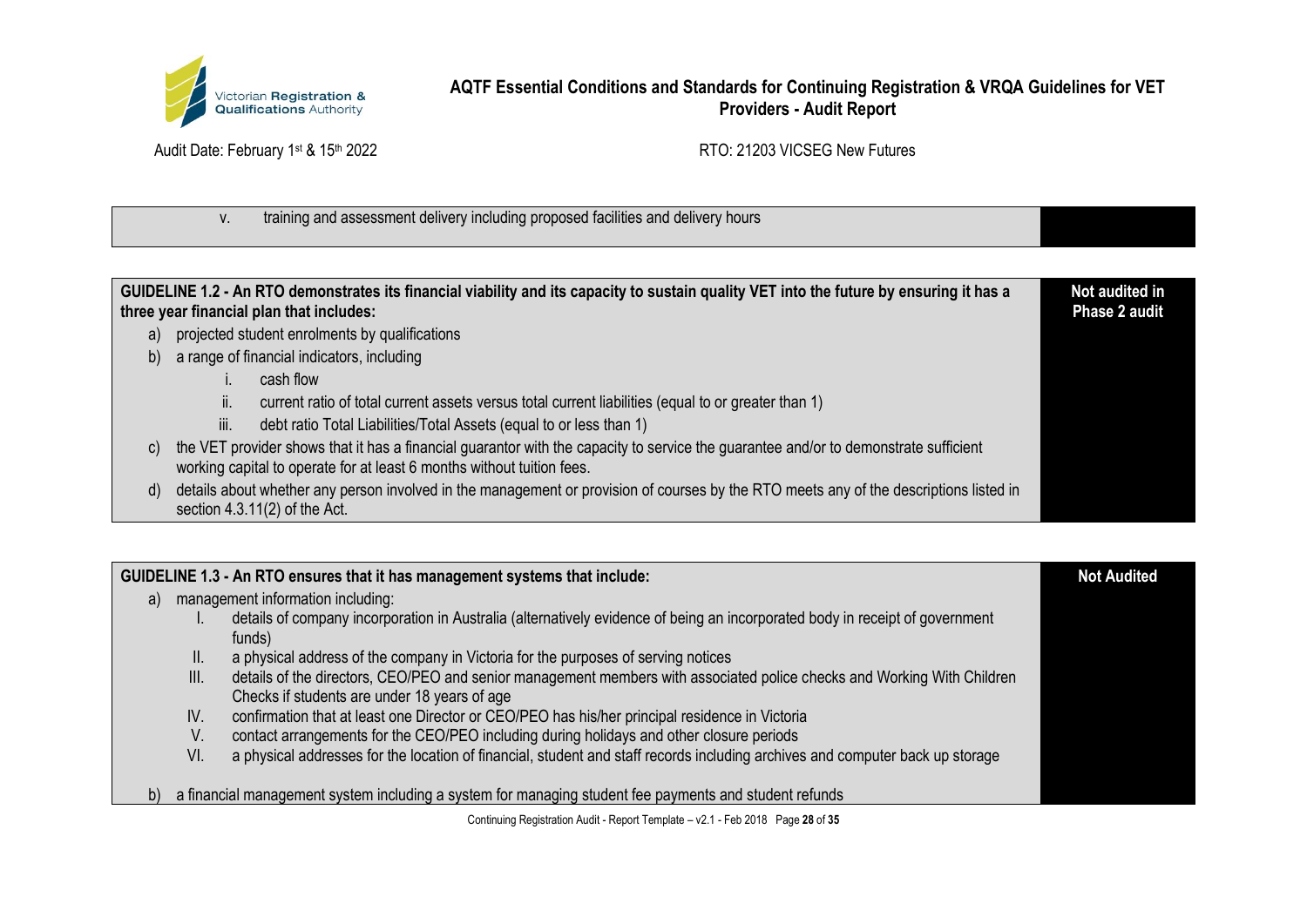| | |
|---|---|
| v. training and assessment delivery including proposed facilities and delivery hours | |

| **GUIDELINE 1.2 - An RTO demonstrates its financial viability and its capacity to sustain quality VET into the future by ensuring it has a three year financial plan that includes:** | **Not audited in Phase 2 audit** |
|---|---|
| a) projected student enrolments by qualifications<br>b) a range of financial indicators, including<br>i. cash flow<br>ii. current ratio of total current assets versus total current liabilities (equal to or greater than 1)<br>iii. debt ratio Total Liabilities/Total Assets (equal to or less than 1)<br>c) the VET provider shows that it has a financial guarantor with the capacity to service the guarantee and/or to demonstrate sufficient working capital to operate for at least 6 months without tuition fees.<br>d) details about whether any person involved in the management or provision of courses by the RTO meets any of the descriptions listed in section 4.3.11(2) of the Act. | |

| **GUIDELINE 1.3 - An RTO ensures that it has management systems that include:** | **Not Audited** |
|---|---|
| a) management information including:<br>I. details of company incorporation in Australia (alternatively evidence of being an incorporated body in receipt of government funds)<br>II. a physical address of the company in Victoria for the purposes of serving notices<br>III. details of the directors, CEO/PEO and senior management members with associated police checks and Working With Children Checks if students are under 18 years of age<br>IV. confirmation that at least one Director or CEO/PEO has his/her principal residence in Victoria<br>V. contact arrangements for the CEO/PEO including during holidays and other closure periods<br>VI. a physical addresses for the location of financial, student and staff records including archives and computer back up storage<br>b) a financial management system including a system for managing student fee payments and student refunds | |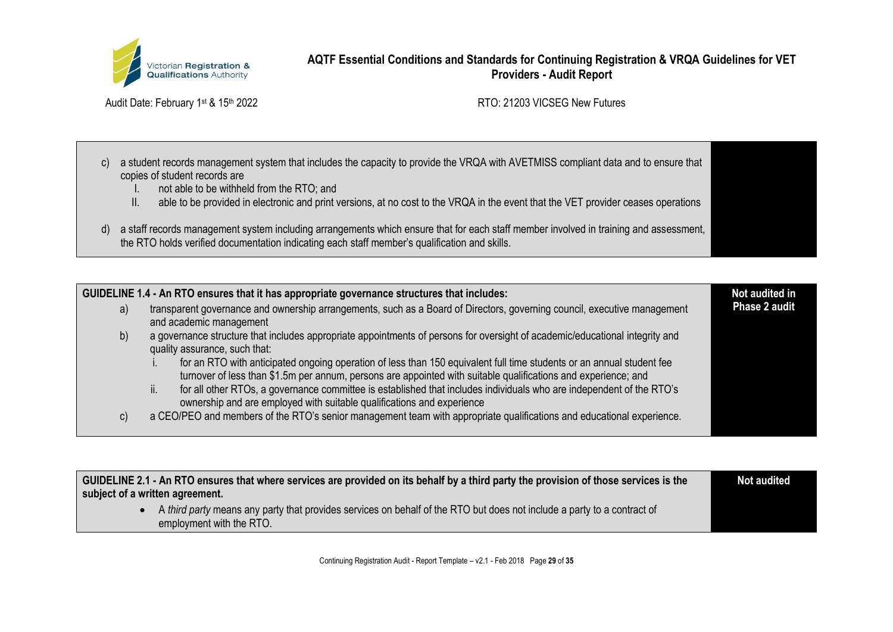| | |
|---|---|
| c) a student records management system that includes the capacity to provide the VRQA with AVETMISS compliant data and to ensure that copies of student records are<br>I. not able to be withheld from the RTO; and<br>II. able to be provided in electronic and print versions, at no cost to the VRQA in the event that the VET provider ceases operations<br><br>d) a staff records management system including arrangements which ensure that for each staff member involved in training and assessment, the RTO holds verified documentation indicating each staff member's qualification and skills. | |

| **GUIDELINE 1.4 - An RTO ensures that it has appropriate governance structures that includes:** | **Not audited in Phase 2 audit** |
|---|---|
| a) transparent governance and ownership arrangements, such as a Board of Directors, governing council, executive management and academic management<br>b) a governance structure that includes appropriate appointments of persons for oversight of academic/educational integrity and quality assurance, such that:<br>i. for an RTO with anticipated ongoing operation of less than 150 equivalent full time students or an annual student fee turnover of less than $1.5m per annum, persons are appointed with suitable qualifications and experience; and<br>ii. for all other RTOs, a governance committee is established that includes individuals who are independent of the RTO's ownership and are employed with suitable qualifications and experience<br>c) a CEO/PEO and members of the RTO's senior management team with appropriate qualifications and educational experience. | |

| **GUIDELINE 2.1 - An RTO ensures that where services are provided on its behalf by a third party the provision of those services is the subject of a written agreement.** | **Not audited** |
|---|---|
| • A *third party* means any party that provides services on behalf of the RTO but does not include a party to a contract of employment with the RTO. | |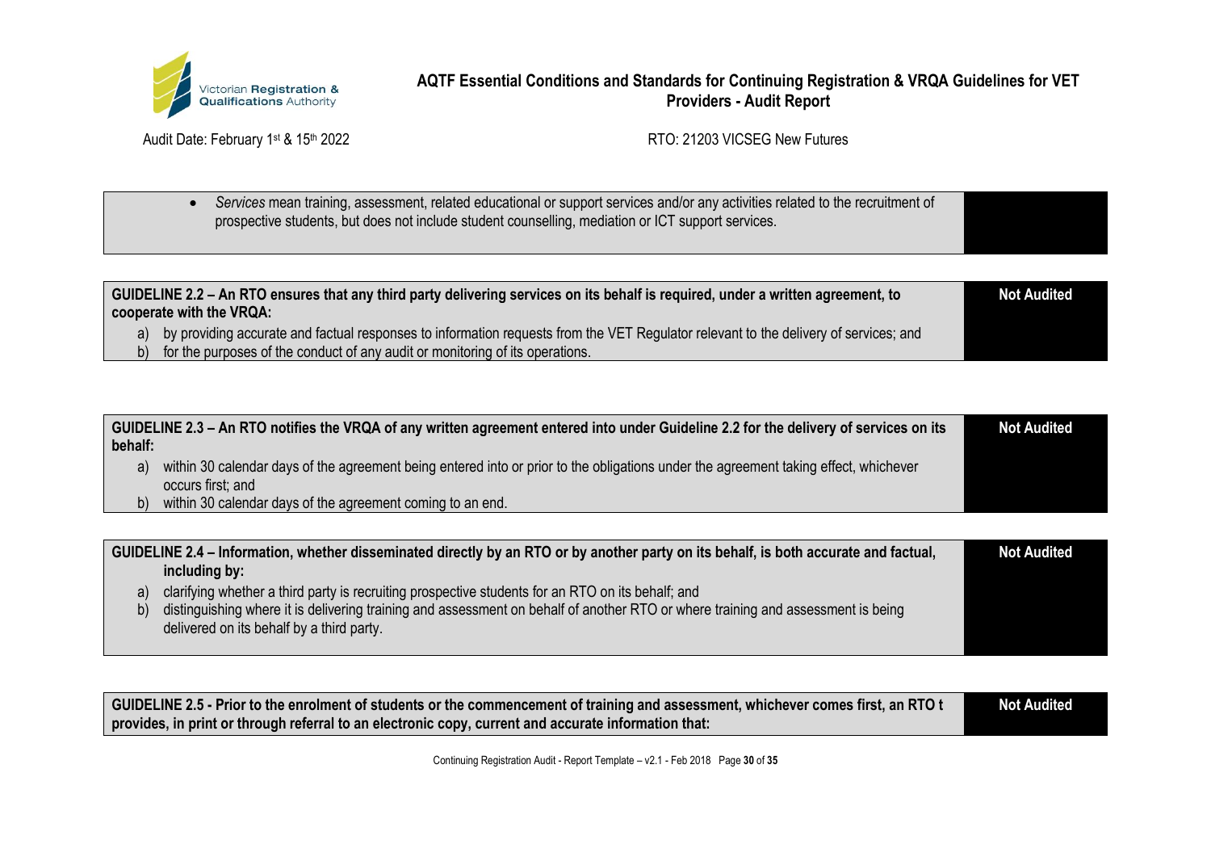| | |
|---|---|
| • *Services* mean training, assessment, related educational or support services and/or any activities related to the recruitment of prospective students, but does not include student counselling, mediation or ICT support services. | |

| | |
|---|---|
| **GUIDELINE 2.2 – An RTO ensures that any third party delivering services on its behalf is required, under a written agreement, to cooperate with the VRQA:**<br>a) by providing accurate and factual responses to information requests from the VET Regulator relevant to the delivery of services; and<br>b) for the purposes of the conduct of any audit or monitoring of its operations. | **Not Audited** |

| | |
|---|---|
| **GUIDELINE 2.3 – An RTO notifies the VRQA of any written agreement entered into under Guideline 2.2 for the delivery of services on its behalf:**<br>a) within 30 calendar days of the agreement being entered into or prior to the obligations under the agreement taking effect, whichever occurs first; and<br>b) within 30 calendar days of the agreement coming to an end. | **Not Audited** |

| | |
|---|---|
| **GUIDELINE 2.4 – Information, whether disseminated directly by an RTO or by another party on its behalf, is both accurate and factual, including by:**<br>a) clarifying whether a third party is recruiting prospective students for an RTO on its behalf; and<br>b) distinguishing where it is delivering training and assessment on behalf of another RTO or where training and assessment is being delivered on its behalf by a third party. | **Not Audited** |

| | |
|---|---|
| **GUIDELINE 2.5 - Prior to the enrolment of students or the commencement of training and assessment, whichever comes first, an RTO t provides, in print or through referral to an electronic copy, current and accurate information that:** | **Not Audited** |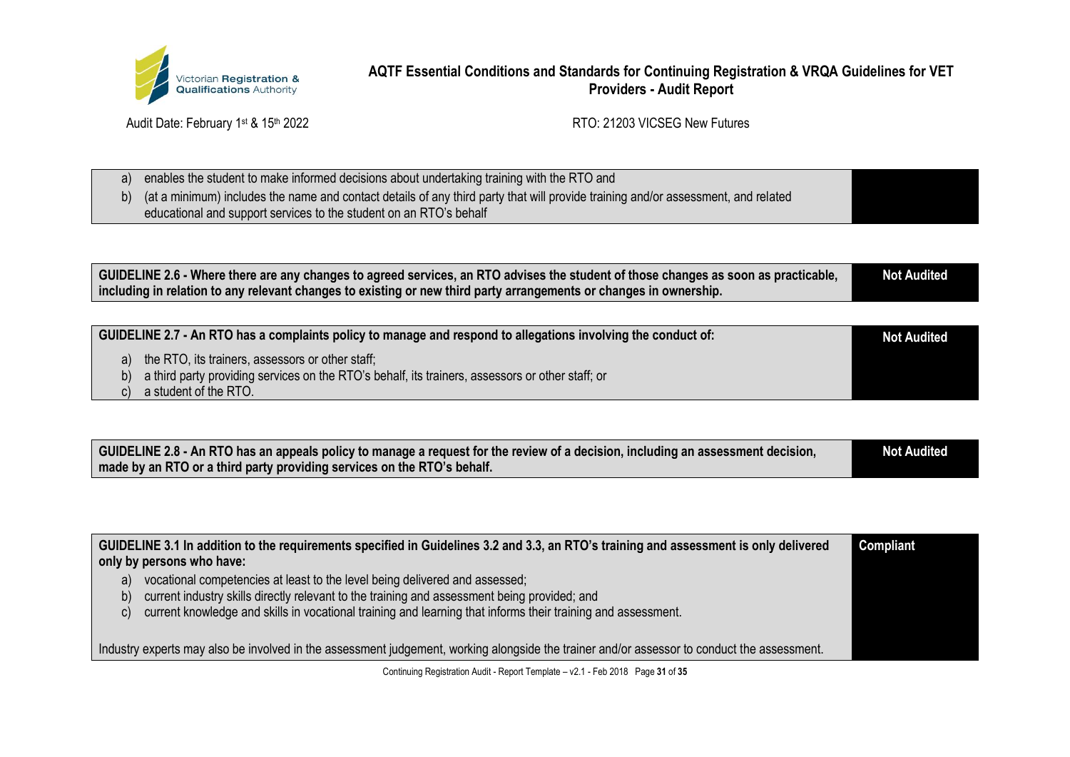| | |
|---|---|
| a) enables the student to make informed decisions about undertaking training with the RTO and<br>b) (at a minimum) includes the name and contact details of any third party that will provide training and/or assessment, and related educational and support services to the student on an RTO's behalf | |

| | |
|---|---|
| **GUIDELINE 2.6 - Where there are any changes to agreed services, an RTO advises the student of those changes as soon as practicable, including in relation to any relevant changes to existing or new third party arrangements or changes in ownership.** | **Not Audited** |

| | |
|---|---|
| **GUIDELINE 2.7 - An RTO has a complaints policy to manage and respond to allegations involving the conduct of:**<br>a) the RTO, its trainers, assessors or other staff;<br>b) a third party providing services on the RTO's behalf, its trainers, assessors or other staff; or<br>c) a student of the RTO. | **Not Audited** |

| | |
|---|---|
| **GUIDELINE 2.8 - An RTO has an appeals policy to manage a request for the review of a decision, including an assessment decision, made by an RTO or a third party providing services on the RTO's behalf.** | **Not Audited** |

| | |
|---|---|
| **GUIDELINE 3.1 In addition to the requirements specified in Guidelines 3.2 and 3.3, an RTO's training and assessment is only delivered only by persons who have:**<br>a) vocational competencies at least to the level being delivered and assessed;<br>b) current industry skills directly relevant to the training and assessment being provided; and<br>c) current knowledge and skills in vocational training and learning that informs their training and assessment.<br><br>Industry experts may also be involved in the assessment judgement, working alongside the trainer and/or assessor to conduct the assessment. | **Compliant** |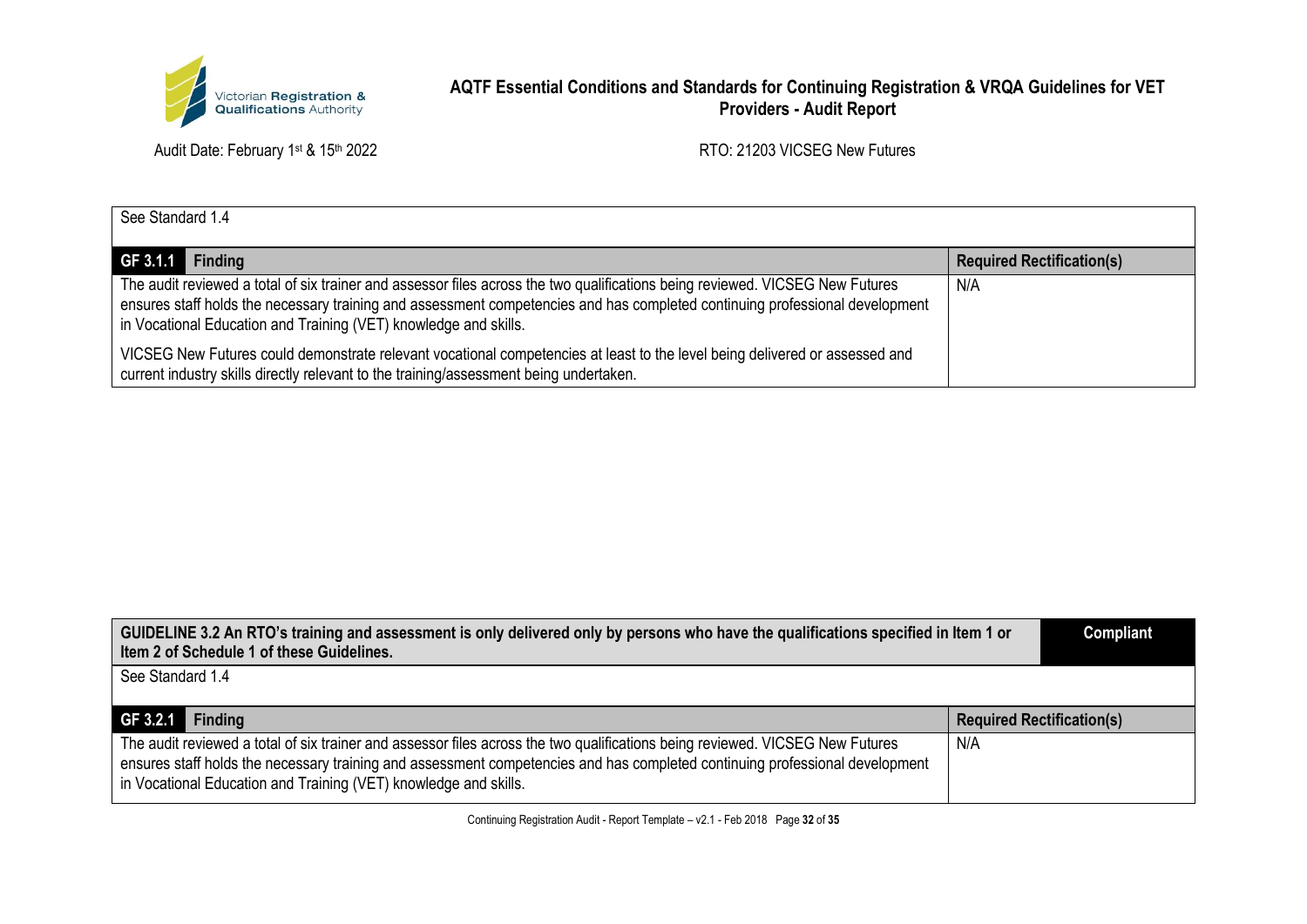See Standard 1.4

| GF 3.1.1 Finding | Required Rectification(s) |
| --- | --- |
| The audit reviewed a total of six trainer and assessor files across the two qualifications being reviewed. VICSEG New Futures ensures staff holds the necessary training and assessment competencies and has completed continuing professional development in Vocational Education and Training (VET) knowledge and skills.<br><br>VICSEG New Futures could demonstrate relevant vocational competencies at least to the level being delivered or assessed and current industry skills directly relevant to the training/assessment being undertaken. | N/A |

| GUIDELINE 3.2 An RTO's training and assessment is only delivered only by persons who have the qualifications specified in Item 1 or Item 2 of Schedule 1 of these Guidelines. | Compliant |
| --- | --- |

See Standard 1.4

| GF 3.2.1 Finding | Required Rectification(s) |
| --- | --- |
| The audit reviewed a total of six trainer and assessor files across the two qualifications being reviewed. VICSEG New Futures ensures staff holds the necessary training and assessment competencies and has completed continuing professional development in Vocational Education and Training (VET) knowledge and skills. | N/A |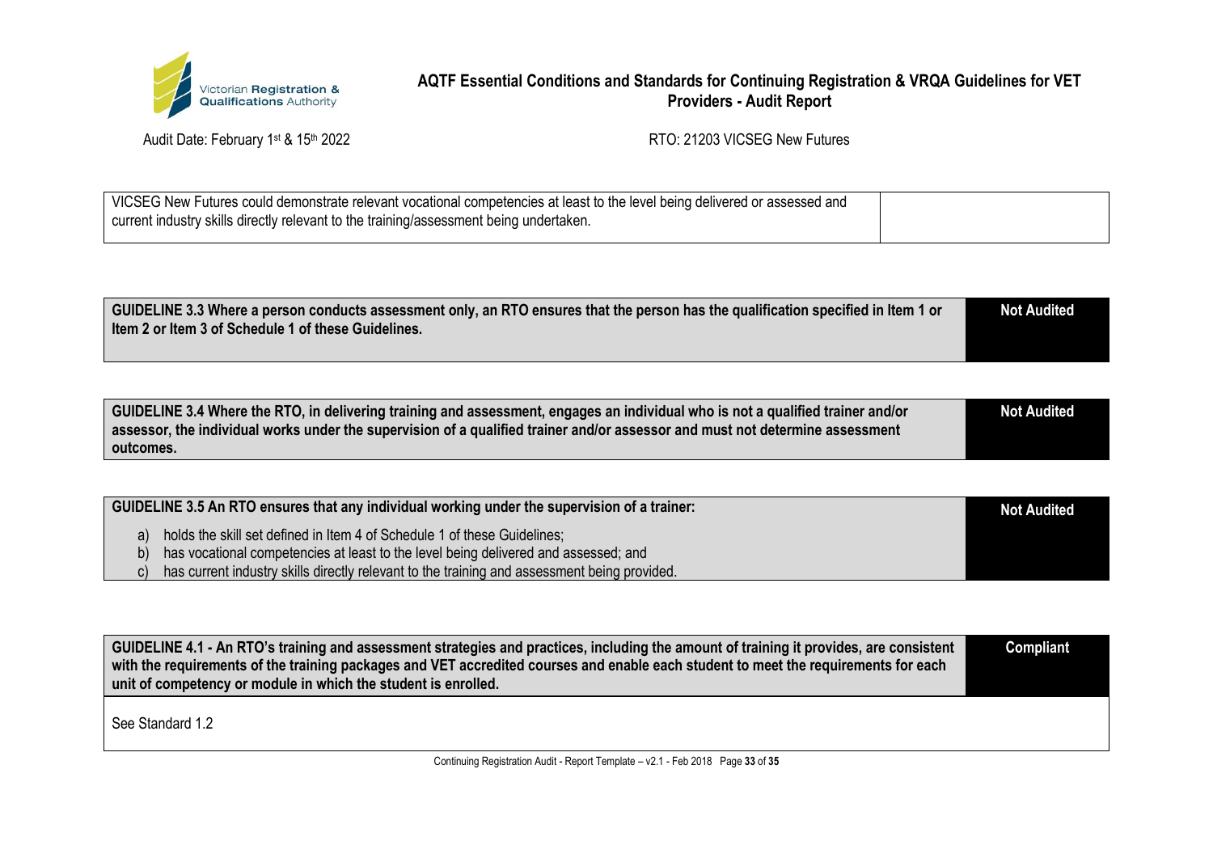| VICSEG New Futures could demonstrate relevant vocational competencies at least to the level being delivered or assessed and current industry skills directly relevant to the training/assessment being undertaken. | |
|---|---|

| GUIDELINE 3.3 Where a person conducts assessment only, an RTO ensures that the person has the qualification specified in Item 1 or Item 2 or Item 3 of Schedule 1 of these Guidelines. | Not Audited |
|---|---|

| GUIDELINE 3.4 Where the RTO, in delivering training and assessment, engages an individual who is not a qualified trainer and/or assessor, the individual works under the supervision of a qualified trainer and/or assessor and must not determine assessment outcomes. | Not Audited |
|---|---|

| GUIDELINE 3.5 An RTO ensures that any individual working under the supervision of a trainer: <br> a) holds the skill set defined in Item 4 of Schedule 1 of these Guidelines; <br> b) has vocational competencies at least to the level being delivered and assessed; and <br> c) has current industry skills directly relevant to the training and assessment being provided. | Not Audited |
|---|---|

| GUIDELINE 4.1 - An RTO's training and assessment strategies and practices, including the amount of training it provides, are consistent with the requirements of the training packages and VET accredited courses and enable each student to meet the requirements for each unit of competency or module in which the student is enrolled. | Compliant |
|---|---|
| See Standard 1.2 | |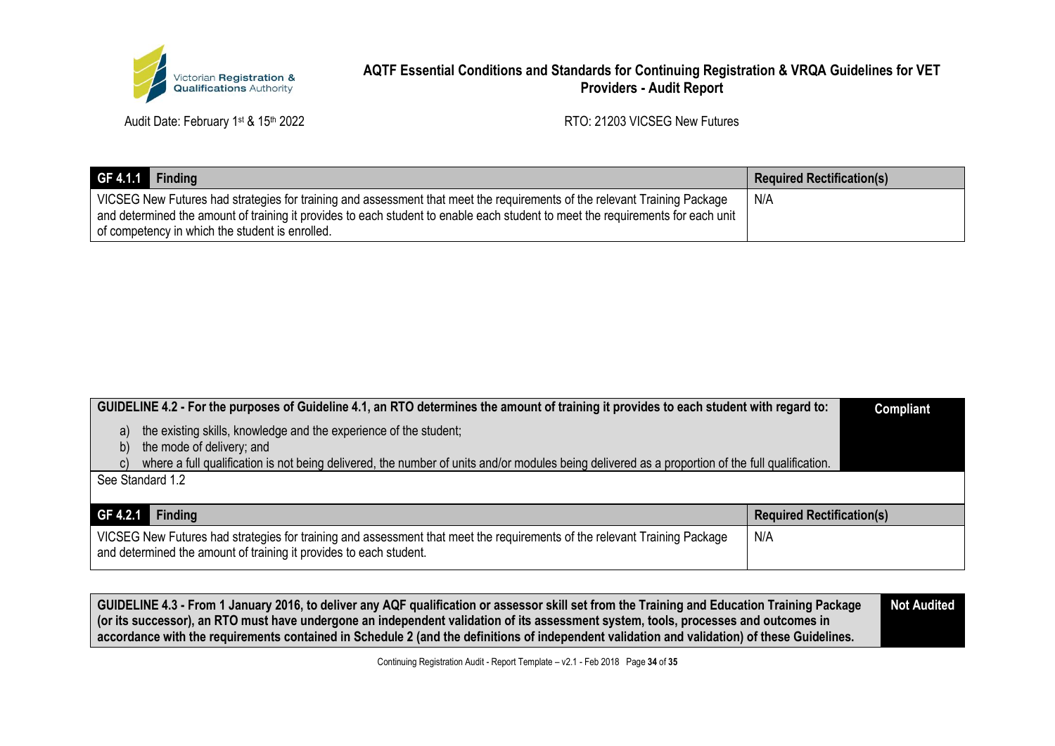| GF 4.1.1 Finding | Required Rectification(s) |
|---|---|
| VICSEG New Futures had strategies for training and assessment that meet the requirements of the relevant Training Package and determined the amount of training it provides to each student to enable each student to meet the requirements for each unit of competency in which the student is enrolled. | N/A |

| GUIDELINE 4.2 - For the purposes of Guideline 4.1, an RTO determines the amount of training it provides to each student with regard to: a) the existing skills, knowledge and the experience of the student; b) the mode of delivery; and c) where a full qualification is not being delivered, the number of units and/or modules being delivered as a proportion of the full qualification. | Compliant |
|---|---|
| See Standard 1.2 | |

| GF 4.2.1 Finding | Required Rectification(s) |
|---|---|
| VICSEG New Futures had strategies for training and assessment that meet the requirements of the relevant Training Package and determined the amount of training it provides to each student. | N/A |

| GUIDELINE 4.3 - From 1 January 2016, to deliver any AQF qualification or assessor skill set from the Training and Education Training Package (or its successor), an RTO must have undergone an independent validation of its assessment system, tools, processes and outcomes in accordance with the requirements contained in Schedule 2 (and the definitions of independent validation and validation) of these Guidelines. | Not Audited |
|---|---|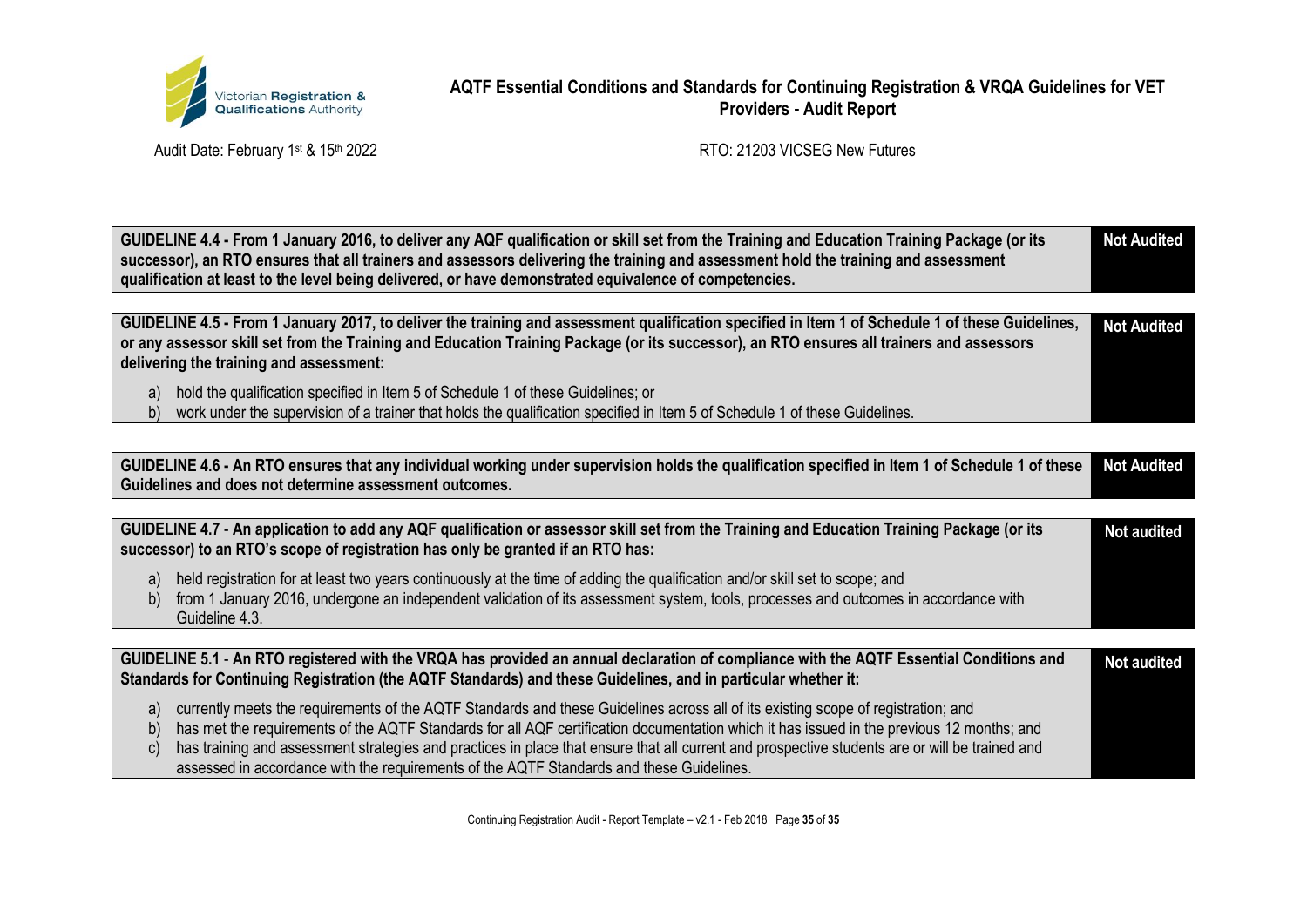| | |
|---|---|
| **GUIDELINE 4.4 - From 1 January 2016, to deliver any AQF qualification or skill set from the Training and Education Training Package (or its successor), an RTO ensures that all trainers and assessors delivering the training and assessment hold the training and assessment qualification at least to the level being delivered, or have demonstrated equivalence of competencies.** | **Not Audited** |

| | |
|---|---|
| **GUIDELINE 4.5 - From 1 January 2017, to deliver the training and assessment qualification specified in Item 1 of Schedule 1 of these Guidelines, or any assessor skill set from the Training and Education Training Package (or its successor), an RTO ensures all trainers and assessors delivering the training and assessment:**<br><br>a) hold the qualification specified in Item 5 of Schedule 1 of these Guidelines; or<br>b) work under the supervision of a trainer that holds the qualification specified in Item 5 of Schedule 1 of these Guidelines. | **Not Audited** |

| | |
|---|---|
| **GUIDELINE 4.6 - An RTO ensures that any individual working under supervision holds the qualification specified in Item 1 of Schedule 1 of these Guidelines and does not determine assessment outcomes.** | **Not Audited** |

| | |
|---|---|
| **GUIDELINE 4.7 - An application to add any AQF qualification or assessor skill set from the Training and Education Training Package (or its successor) to an RTO's scope of registration has only be granted if an RTO has:**<br><br>a) held registration for at least two years continuously at the time of adding the qualification and/or skill set to scope; and<br>b) from 1 January 2016, undergone an independent validation of its assessment system, tools, processes and outcomes in accordance with Guideline 4.3. | **Not audited** |

| | |
|---|---|
| **GUIDELINE 5.1 - An RTO registered with the VRQA has provided an annual declaration of compliance with the AQTF Essential Conditions and Standards for Continuing Registration (the AQTF Standards) and these Guidelines, and in particular whether it:**<br><br>a) currently meets the requirements of the AQTF Standards and these Guidelines across all of its existing scope of registration; and<br>b) has met the requirements of the AQTF Standards for all AQF certification documentation which it has issued in the previous 12 months; and<br>c) has training and assessment strategies and practices in place that ensure that all current and prospective students are or will be trained and assessed in accordance with the requirements of the AQTF Standards and these Guidelines. | **Not audited** |